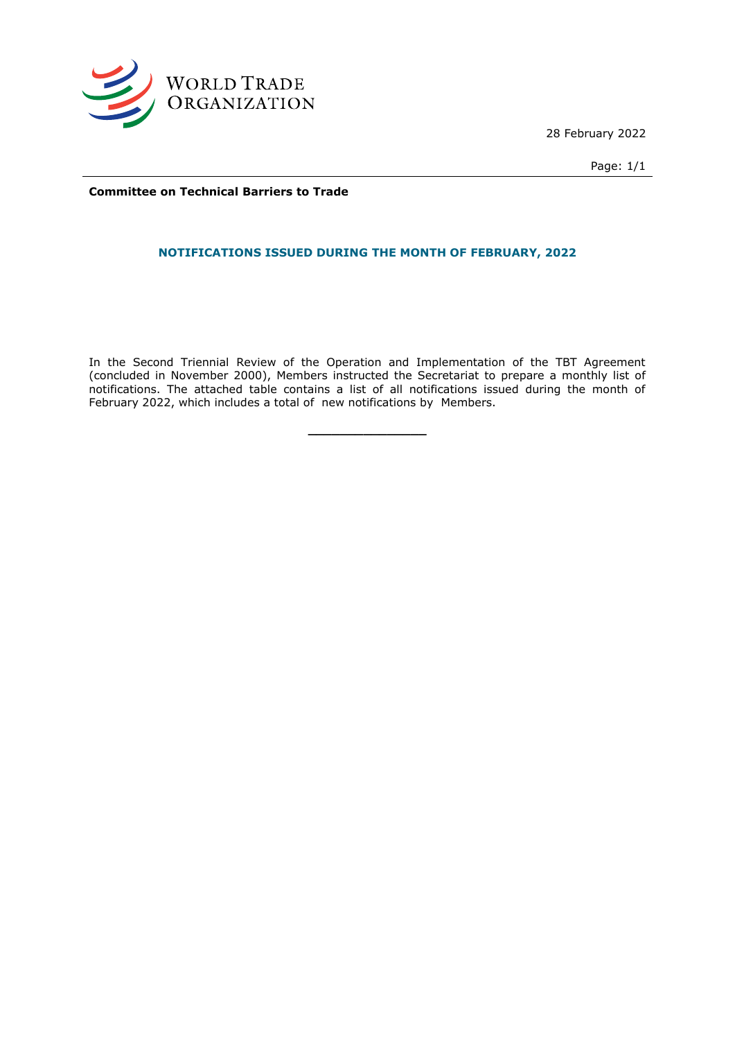WORLD TRADE ORGANIZATION

28 February 2022

**Committee on Technical Barriers to Trade**

## NOTIFICATIONS ISSUED DURING THE MONTH OF FEBRUARY, 2022

In the Second Triennial Review of the Operation and Implementation of the TBT Agreement (concluded in November 2000), Members instructed the Secretariat to prepare a monthly list of notifications. The attached table contains a list of all notifications issued during the month of February 2022, which includes a total of  new notifications by  Members.

---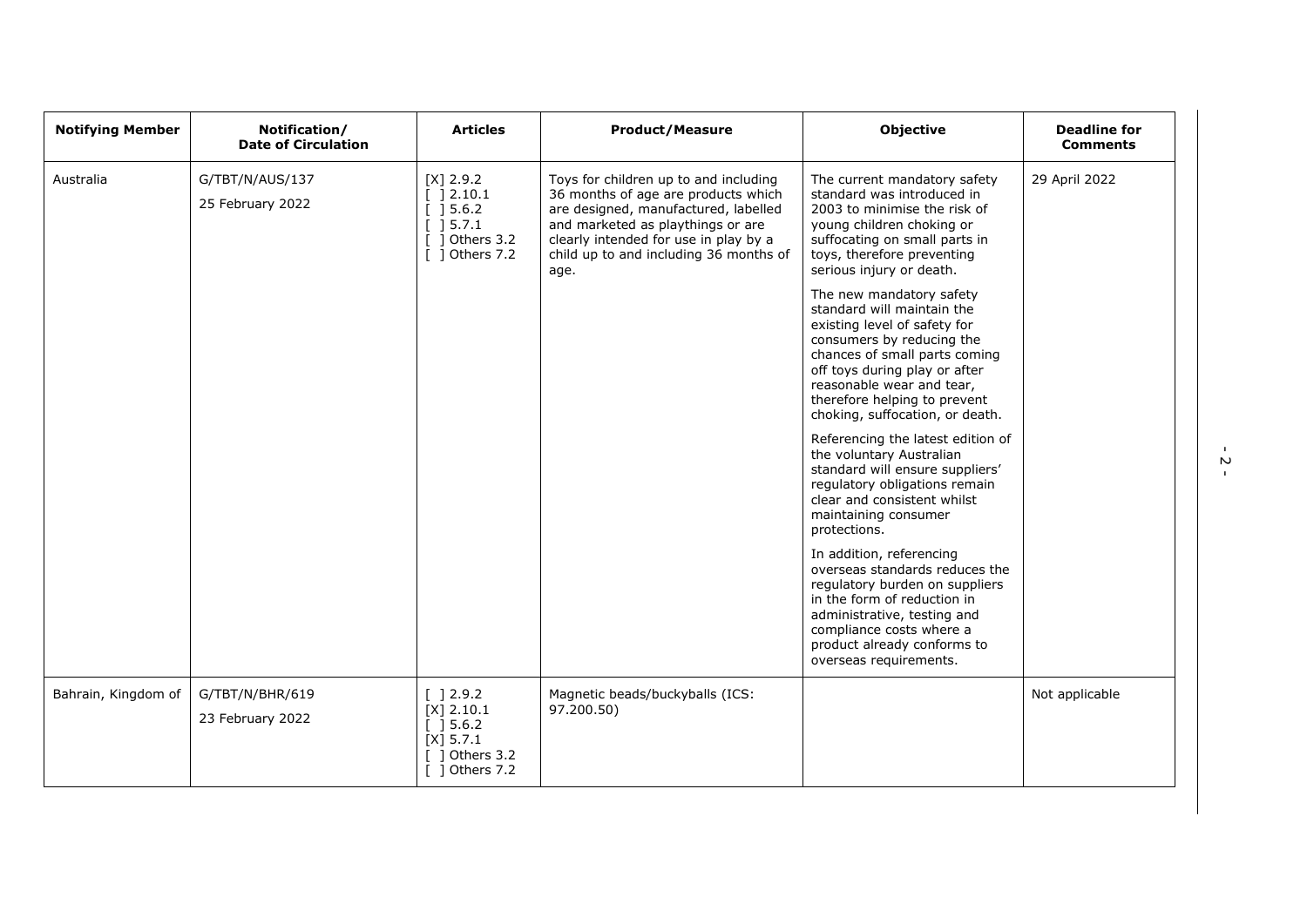| Notifying Member | Notification/ Date of Circulation | Articles | Product/Measure | Objective | Deadline for Comments |
|---|---|---|---|---|---|
| Australia | G/TBT/N/AUS/137<br><br>25 February 2022 | [X] 2.9.2<br>[ ] 2.10.1<br>[ ] 5.6.2<br>[ ] 5.7.1<br>[ ] Others 3.2<br>[ ] Others 7.2 | Toys for children up to and including 36 months of age are products which are designed, manufactured, labelled and marketed as playthings or are clearly intended for use in play by a child up to and including 36 months of age. | The current mandatory safety standard was introduced in 2003 to minimise the risk of young children choking or suffocating on small parts in toys, therefore preventing serious injury or death.<br><br>The new mandatory safety standard will maintain the existing level of safety for consumers by reducing the chances of small parts coming off toys during play or after reasonable wear and tear, therefore helping to prevent choking, suffocation, or death.<br><br>Referencing the latest edition of the voluntary Australian standard will ensure suppliers' regulatory obligations remain clear and consistent whilst maintaining consumer protections.<br><br>In addition, referencing overseas standards reduces the regulatory burden on suppliers in the form of reduction in administrative, testing and compliance costs where a product already conforms to overseas requirements. | 29 April 2022 |
| Bahrain, Kingdom of | G/TBT/N/BHR/619<br><br>23 February 2022 | [ ] 2.9.2<br>[X] 2.10.1<br>[ ] 5.6.2<br>[X] 5.7.1<br>[ ] Others 3.2<br>[ ] Others 7.2 | Magnetic beads/buckyballs (ICS: 97.200.50) | | Not applicable |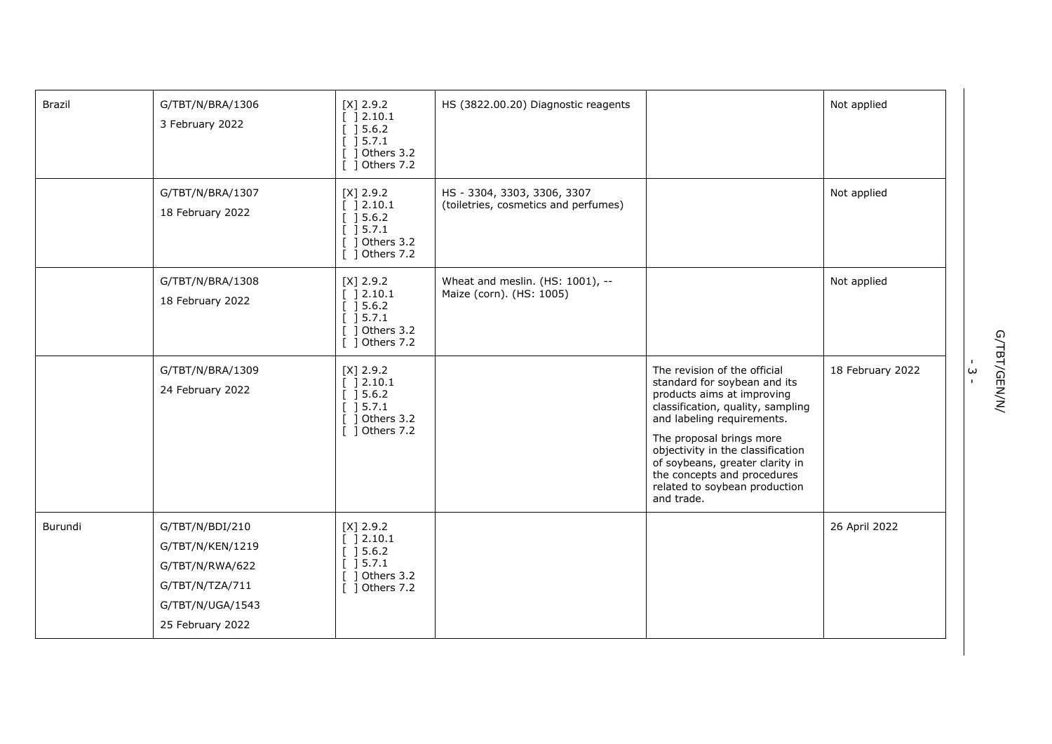| | | | | | |
|---|---|---|---|---|---|
| Brazil | G/TBT/N/BRA/1306<br>3 February 2022 | [X] 2.9.2<br>[ ] 2.10.1<br>[ ] 5.6.2<br>[ ] 5.7.1<br>[ ] Others 3.2<br>[ ] Others 7.2 | HS (3822.00.20) Diagnostic reagents | | Not applied |
| | G/TBT/N/BRA/1307<br>18 February 2022 | [X] 2.9.2<br>[ ] 2.10.1<br>[ ] 5.6.2<br>[ ] 5.7.1<br>[ ] Others 3.2<br>[ ] Others 7.2 | HS - 3304, 3303, 3306, 3307 (toiletries, cosmetics and perfumes) | | Not applied |
| | G/TBT/N/BRA/1308<br>18 February 2022 | [X] 2.9.2<br>[ ] 2.10.1<br>[ ] 5.6.2<br>[ ] 5.7.1<br>[ ] Others 3.2<br>[ ] Others 7.2 | Wheat and meslin. (HS: 1001), -- Maize (corn). (HS: 1005) | | Not applied |
| | G/TBT/N/BRA/1309<br>24 February 2022 | [X] 2.9.2<br>[ ] 2.10.1<br>[ ] 5.6.2<br>[ ] 5.7.1<br>[ ] Others 3.2<br>[ ] Others 7.2 | | The revision of the official standard for soybean and its products aims at improving classification, quality, sampling and labeling requirements.<br>The proposal brings more objectivity in the classification of soybeans, greater clarity in the concepts and procedures related to soybean production and trade. | 18 February 2022 |
| Burundi | G/TBT/N/BDI/210<br>G/TBT/N/KEN/1219<br>G/TBT/N/RWA/622<br>G/TBT/N/TZA/711<br>G/TBT/N/UGA/1543<br>25 February 2022 | [X] 2.9.2<br>[ ] 2.10.1<br>[ ] 5.6.2<br>[ ] 5.7.1<br>[ ] Others 3.2<br>[ ] Others 7.2 | | | 26 April 2022 |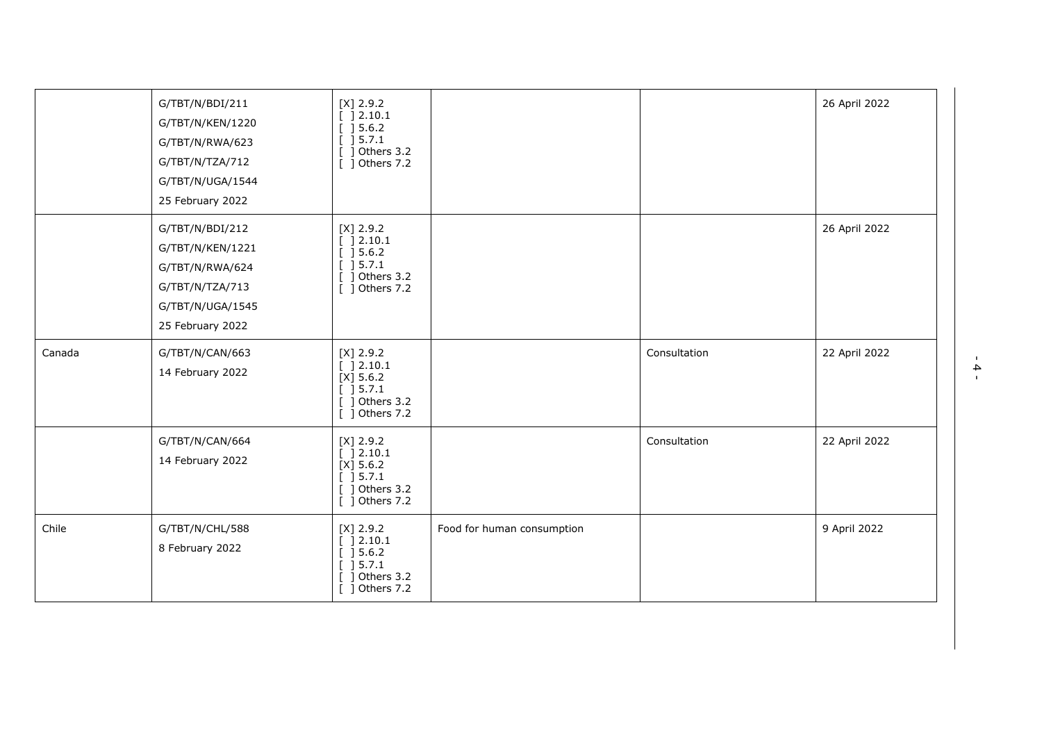| | | | | | |
|---|---|---|---|---|---|
| | G/TBT/N/BDI/211<br>G/TBT/N/KEN/1220<br>G/TBT/N/RWA/623<br>G/TBT/N/TZA/712<br>G/TBT/N/UGA/1544<br>25 February 2022 | [X] 2.9.2<br>[ ] 2.10.1<br>[ ] 5.6.2<br>[ ] 5.7.1<br>[ ] Others 3.2<br>[ ] Others 7.2 | | | 26 April 2022 |
| | G/TBT/N/BDI/212<br>G/TBT/N/KEN/1221<br>G/TBT/N/RWA/624<br>G/TBT/N/TZA/713<br>G/TBT/N/UGA/1545<br>25 February 2022 | [X] 2.9.2<br>[ ] 2.10.1<br>[ ] 5.6.2<br>[ ] 5.7.1<br>[ ] Others 3.2<br>[ ] Others 7.2 | | | 26 April 2022 |
| Canada | G/TBT/N/CAN/663<br>14 February 2022 | [X] 2.9.2<br>[ ] 2.10.1<br>[X] 5.6.2<br>[ ] 5.7.1<br>[ ] Others 3.2<br>[ ] Others 7.2 | | Consultation | 22 April 2022 |
| | G/TBT/N/CAN/664<br>14 February 2022 | [X] 2.9.2<br>[ ] 2.10.1<br>[X] 5.6.2<br>[ ] 5.7.1<br>[ ] Others 3.2<br>[ ] Others 7.2 | | Consultation | 22 April 2022 |
| Chile | G/TBT/N/CHL/588<br>8 February 2022 | [X] 2.9.2<br>[ ] 2.10.1<br>[ ] 5.6.2<br>[ ] 5.7.1<br>[ ] Others 3.2<br>[ ] Others 7.2 | Food for human consumption | | 9 April 2022 |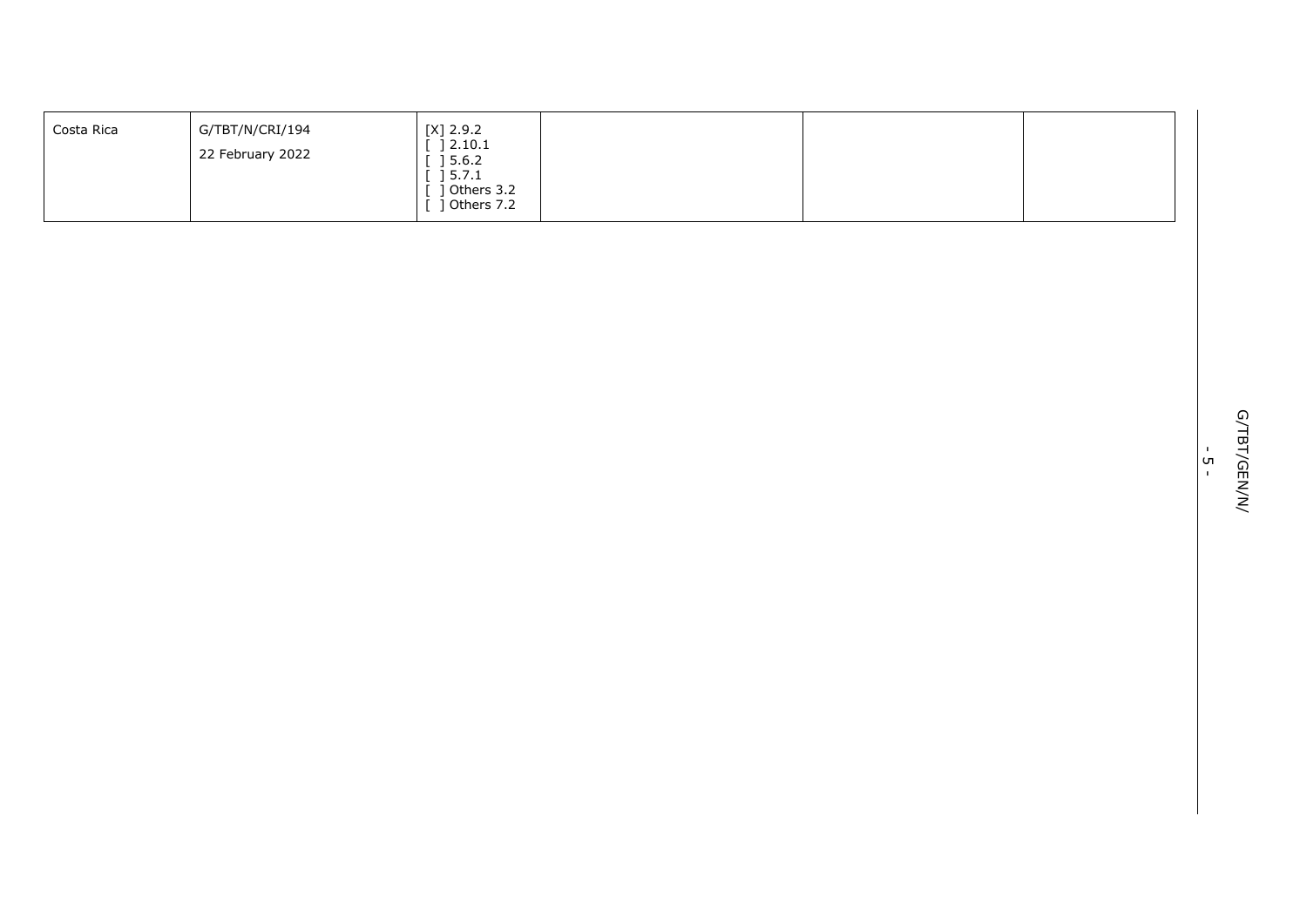| | | | | | |
|---|---|---|---|---|---|
| Costa Rica | G/TBT/N/CRI/194<br>22 February 2022 | [X] 2.9.2<br>[ ] 2.10.1<br>[ ] 5.6.2<br>[ ] 5.7.1<br>[ ] Others 3.2<br>[ ] Others 7.2 | | | |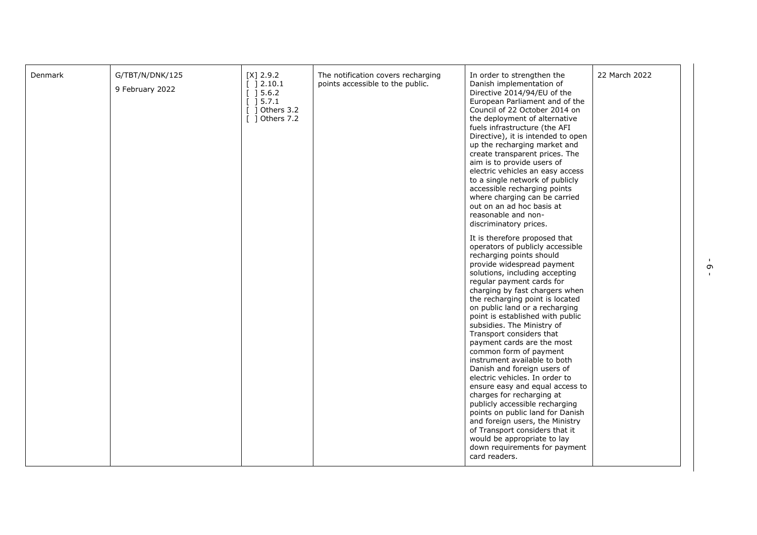| | | | | | |
|---|---|---|---|---|---|
| Denmark | G/TBT/N/DNK/125<br>9 February 2022 | [X] 2.9.2<br>[ ] 2.10.1<br>[ ] 5.6.2<br>[ ] 5.7.1<br>[ ] Others 3.2<br>[ ] Others 7.2 | The notification covers recharging points accessible to the public. | In order to strengthen the Danish implementation of Directive 2014/94/EU of the European Parliament and of the Council of 22 October 2014 on the deployment of alternative fuels infrastructure (the AFI Directive), it is intended to open up the recharging market and create transparent prices. The aim is to provide users of electric vehicles an easy access to a single network of publicly accessible recharging points where charging can be carried out on an ad hoc basis at reasonable and non-discriminatory prices.<br><br>It is therefore proposed that operators of publicly accessible recharging points should provide widespread payment solutions, including accepting regular payment cards for charging by fast chargers when the recharging point is located on public land or a recharging point is established with public subsidies. The Ministry of Transport considers that payment cards are the most common form of payment instrument available to both Danish and foreign users of electric vehicles. In order to ensure easy and equal access to charges for recharging at publicly accessible recharging points on public land for Danish and foreign users, the Ministry of Transport considers that it would be appropriate to lay down requirements for payment card readers. | 22 March 2022 |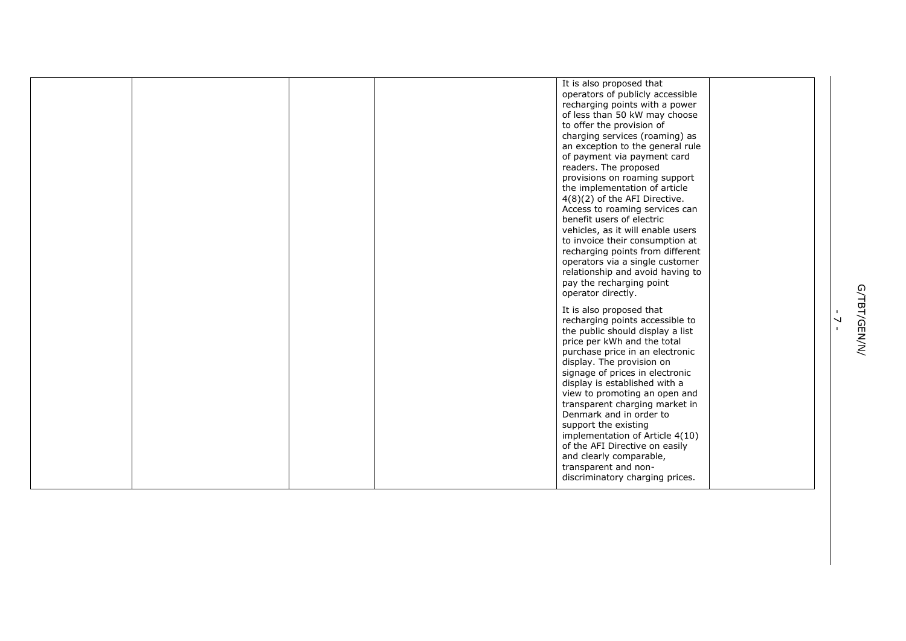|  |  |  |  | It is also proposed that operators of publicly accessible recharging points with a power of less than 50 kW may choose to offer the provision of charging services (roaming) as an exception to the general rule of payment via payment card readers. The proposed provisions on roaming support the implementation of article 4(8)(2) of the AFI Directive. Access to roaming services can benefit users of electric vehicles, as it will enable users to invoice their consumption at recharging points from different operators via a single customer relationship and avoid having to pay the recharging point operator directly.<br><br>It is also proposed that recharging points accessible to the public should display a list price per kWh and the total purchase price in an electronic display. The provision on signage of prices in electronic display is established with a view to promoting an open and transparent charging market in Denmark and in order to support the existing implementation of Article 4(10) of the AFI Directive on easily and clearly comparable, transparent and non-discriminatory charging prices. |  |
|---|---|---|---|---|---|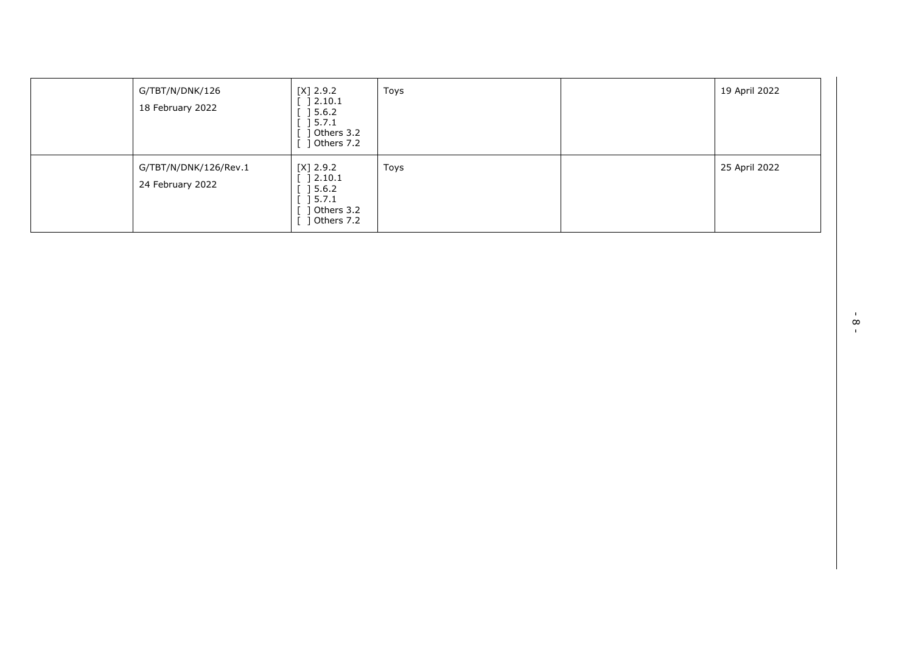| | | | | | |
|---|---|---|---|---|---|
| | G/TBT/N/DNK/126<br>18 February 2022 | [X] 2.9.2<br>[ ] 2.10.1<br>[ ] 5.6.2<br>[ ] 5.7.1<br>[ ] Others 3.2<br>[ ] Others 7.2 | Toys | | 19 April 2022 |
| | G/TBT/N/DNK/126/Rev.1<br>24 February 2022 | [X] 2.9.2<br>[ ] 2.10.1<br>[ ] 5.6.2<br>[ ] 5.7.1<br>[ ] Others 3.2<br>[ ] Others 7.2 | Toys | | 25 April 2022 |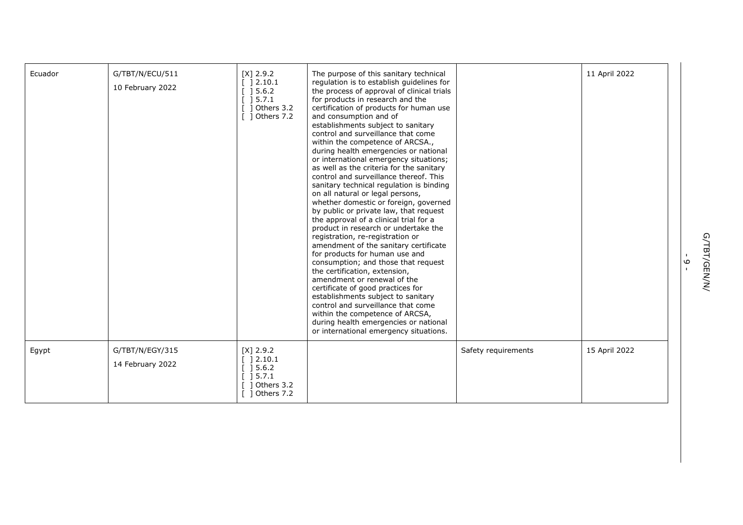| | | | | | |
|---|---|---|---|---|---|
| Ecuador | G/TBT/N/ECU/511<br>10 February 2022 | [X] 2.9.2<br>[ ] 2.10.1<br>[ ] 5.6.2<br>[ ] 5.7.1<br>[ ] Others 3.2<br>[ ] Others 7.2 | The purpose of this sanitary technical regulation is to establish guidelines for the process of approval of clinical trials for products in research and the certification of products for human use and consumption and of establishments subject to sanitary control and surveillance that come within the competence of ARCSA., during health emergencies or national or international emergency situations; as well as the criteria for the sanitary control and surveillance thereof. This sanitary technical regulation is binding on all natural or legal persons, whether domestic or foreign, governed by public or private law, that request the approval of a clinical trial for a product in research or undertake the registration, re-registration or amendment of the sanitary certificate for products for human use and consumption; and those that request the certification, extension, amendment or renewal of the certificate of good practices for establishments subject to sanitary control and surveillance that come within the competence of ARCSA, during health emergencies or national or international emergency situations. | | 11 April 2022 |
| Egypt | G/TBT/N/EGY/315<br>14 February 2022 | [X] 2.9.2<br>[ ] 2.10.1<br>[ ] 5.6.2<br>[ ] 5.7.1<br>[ ] Others 3.2<br>[ ] Others 7.2 | | Safety requirements | 15 April 2022 |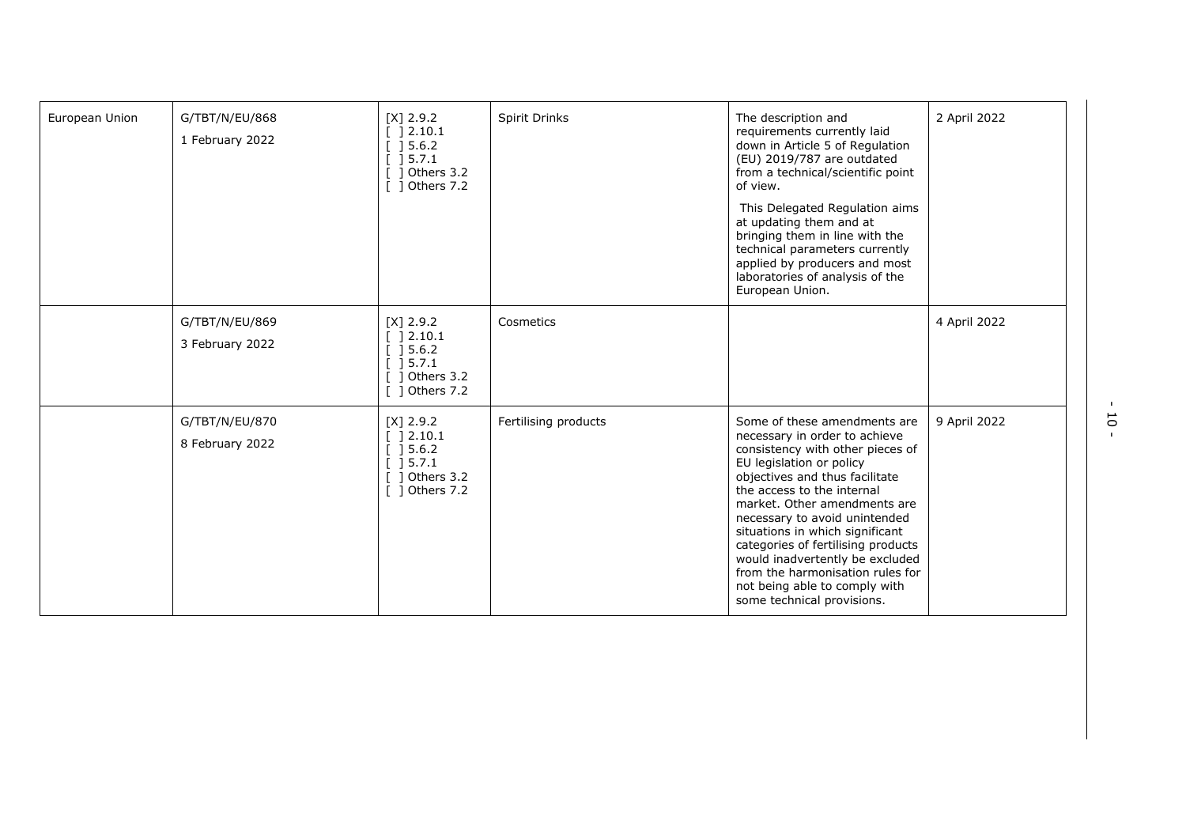| | | | | | |
|---|---|---|---|---|---|
| European Union | G/TBT/N/EU/868<br>1 February 2022 | [X] 2.9.2<br>[ ] 2.10.1<br>[ ] 5.6.2<br>[ ] 5.7.1<br>[ ] Others 3.2<br>[ ] Others 7.2 | Spirit Drinks | The description and requirements currently laid down in Article 5 of Regulation (EU) 2019/787 are outdated from a technical/scientific point of view.<br>This Delegated Regulation aims at updating them and at bringing them in line with the technical parameters currently applied by producers and most laboratories of analysis of the European Union. | 2 April 2022 |
| | G/TBT/N/EU/869<br>3 February 2022 | [X] 2.9.2<br>[ ] 2.10.1<br>[ ] 5.6.2<br>[ ] 5.7.1<br>[ ] Others 3.2<br>[ ] Others 7.2 | Cosmetics | | 4 April 2022 |
| | G/TBT/N/EU/870<br>8 February 2022 | [X] 2.9.2<br>[ ] 2.10.1<br>[ ] 5.6.2<br>[ ] 5.7.1<br>[ ] Others 3.2<br>[ ] Others 7.2 | Fertilising products | Some of these amendments are necessary in order to achieve consistency with other pieces of EU legislation or policy objectives and thus facilitate the access to the internal market. Other amendments are necessary to avoid unintended situations in which significant categories of fertilising products would inadvertently be excluded from the harmonisation rules for not being able to comply with some technical provisions. | 9 April 2022 |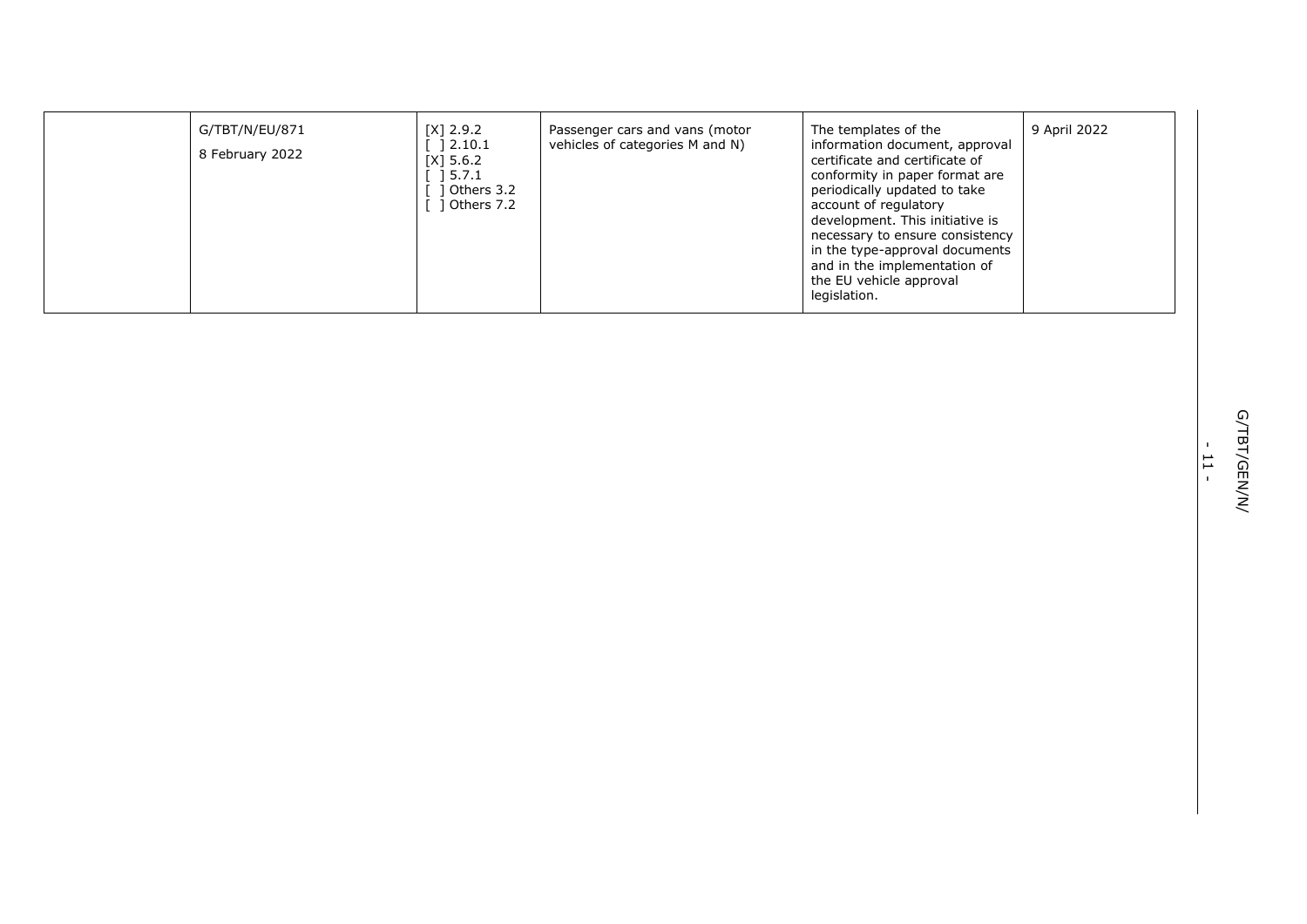|  | G/TBT/N/EU/871<br>8 February 2022 | [X] 2.9.2<br>[ ] 2.10.1<br>[X] 5.6.2<br>[ ] 5.7.1<br>[ ] Others 3.2<br>[ ] Others 7.2 | Passenger cars and vans (motor vehicles of categories M and N) | The templates of the information document, approval certificate and certificate of conformity in paper format are periodically updated to take account of regulatory development. This initiative is necessary to ensure consistency in the type-approval documents and in the implementation of the EU vehicle approval legislation. | 9 April 2022 |
|---|---|---|---|---|---|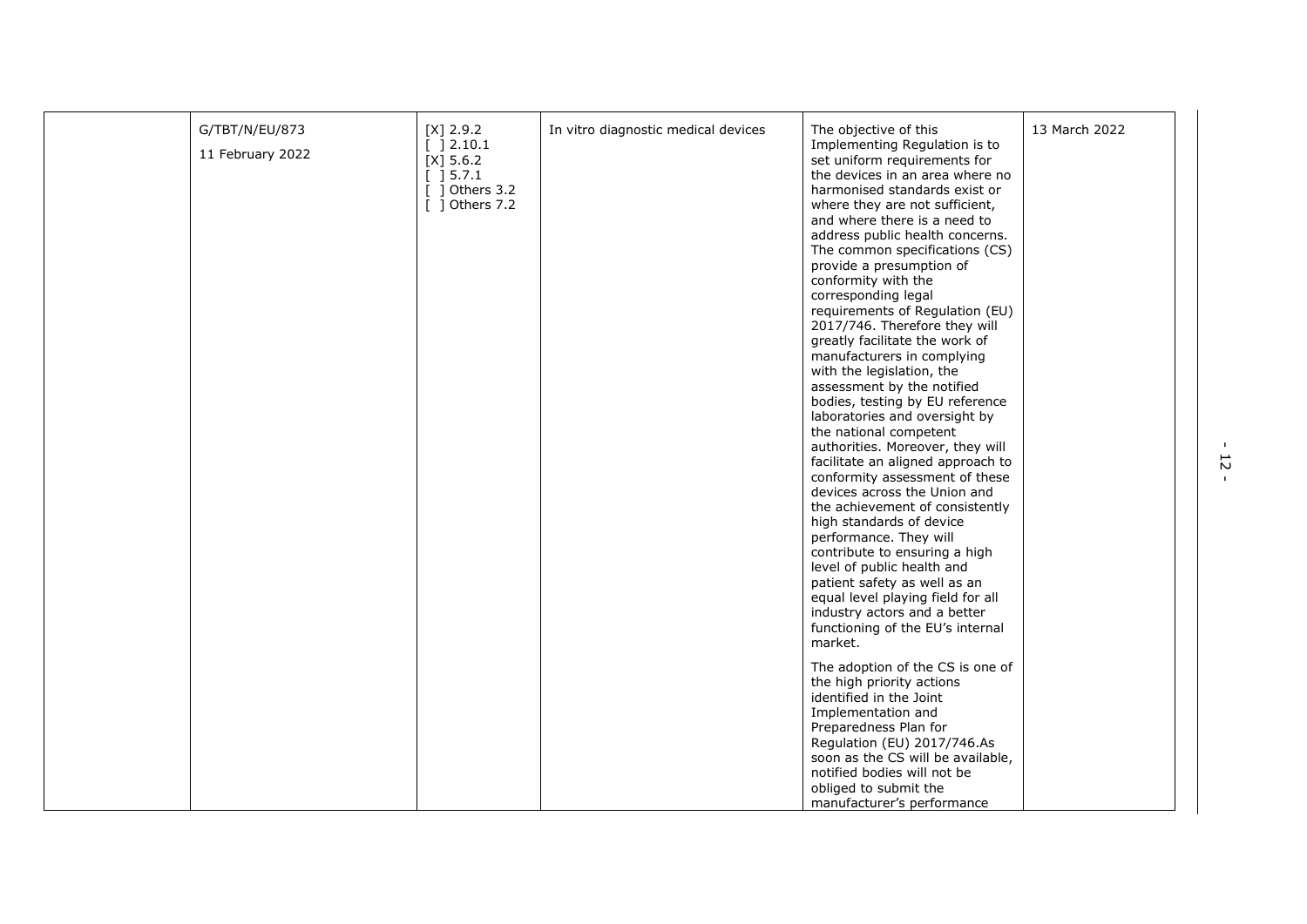| | | | | | |
|---|---|---|---|---|---|
| | G/TBT/N/EU/873<br><br>11 February 2022 | [X] 2.9.2<br>[ ] 2.10.1<br>[X] 5.6.2<br>[ ] 5.7.1<br>[ ] Others 3.2<br>[ ] Others 7.2 | In vitro diagnostic medical devices | The objective of this Implementing Regulation is to set uniform requirements for the devices in an area where no harmonised standards exist or where they are not sufficient, and where there is a need to address public health concerns. The common specifications (CS) provide a presumption of conformity with the corresponding legal requirements of Regulation (EU) 2017/746. Therefore they will greatly facilitate the work of manufacturers in complying with the legislation, the assessment by the notified bodies, testing by EU reference laboratories and oversight by the national competent authorities. Moreover, they will facilitate an aligned approach to conformity assessment of these devices across the Union and the achievement of consistently high standards of device performance. They will contribute to ensuring a high level of public health and patient safety as well as an equal level playing field for all industry actors and a better functioning of the EU's internal market.<br><br>The adoption of the CS is one of the high priority actions identified in the Joint Implementation and Preparedness Plan for Regulation (EU) 2017/746.As soon as the CS will be available, notified bodies will not be obliged to submit the manufacturer's performance | 13 March 2022 |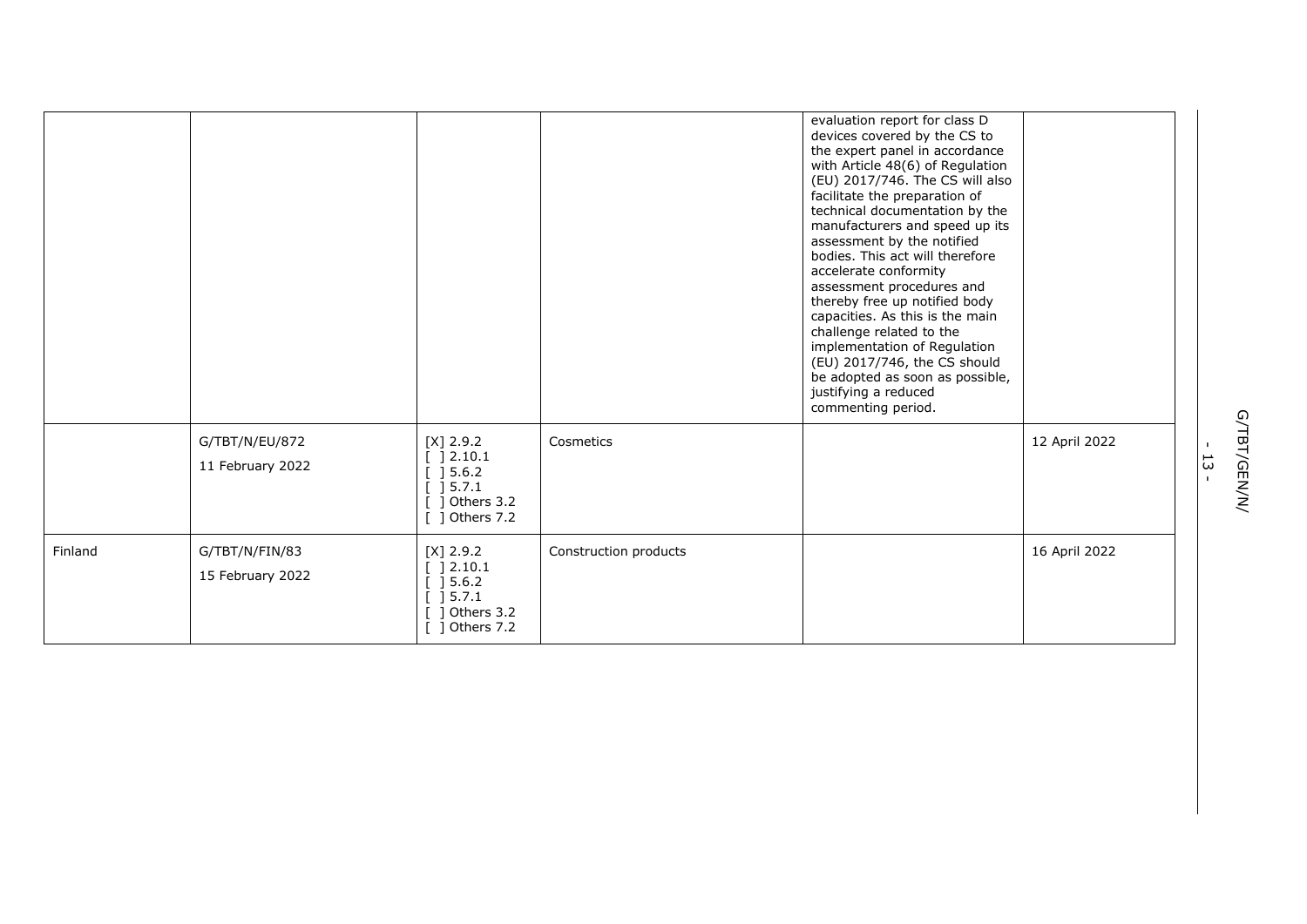| | | | | | |
|---|---|---|---|---|---|
| | | | | evaluation report for class D devices covered by the CS to the expert panel in accordance with Article 48(6) of Regulation (EU) 2017/746. The CS will also facilitate the preparation of technical documentation by the manufacturers and speed up its assessment by the notified bodies. This act will therefore accelerate conformity assessment procedures and thereby free up notified body capacities. As this is the main challenge related to the implementation of Regulation (EU) 2017/746, the CS should be adopted as soon as possible, justifying a reduced commenting period. | |
| | G/TBT/N/EU/872<br>11 February 2022 | [X] 2.9.2<br>[ ] 2.10.1<br>[ ] 5.6.2<br>[ ] 5.7.1<br>[ ] Others 3.2<br>[ ] Others 7.2 | Cosmetics | | 12 April 2022 |
| Finland | G/TBT/N/FIN/83<br>15 February 2022 | [X] 2.9.2<br>[ ] 2.10.1<br>[ ] 5.6.2<br>[ ] 5.7.1<br>[ ] Others 3.2<br>[ ] Others 7.2 | Construction products | | 16 April 2022 |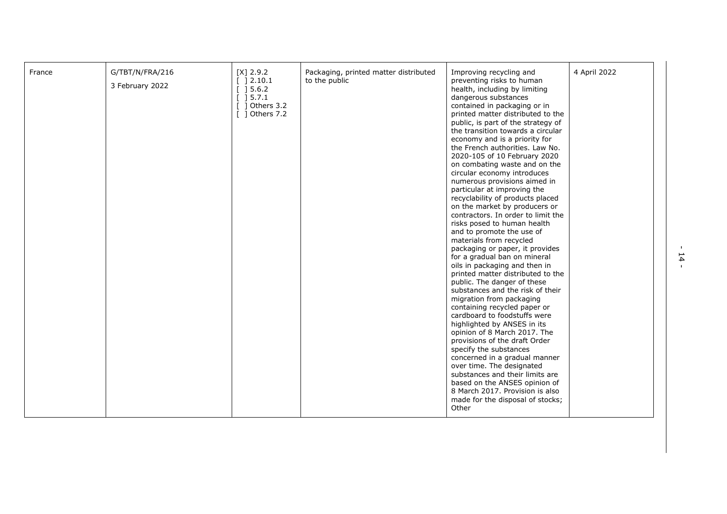| | | | | | |
|---|---|---|---|---|---|
| France | G/TBT/N/FRA/216<br><br>3 February 2022 | [X] 2.9.2<br>[ ] 2.10.1<br>[ ] 5.6.2<br>[ ] 5.7.1<br>[ ] Others 3.2<br>[ ] Others 7.2 | Packaging, printed matter distributed to the public | Improving recycling and preventing risks to human health, including by limiting dangerous substances contained in packaging or in printed matter distributed to the public, is part of the strategy of the transition towards a circular economy and is a priority for the French authorities. Law No. 2020-105 of 10 February 2020 on combating waste and on the circular economy introduces numerous provisions aimed in particular at improving the recyclability of products placed on the market by producers or contractors. In order to limit the risks posed to human health and to promote the use of materials from recycled packaging or paper, it provides for a gradual ban on mineral oils in packaging and then in printed matter distributed to the public. The danger of these substances and the risk of their migration from packaging containing recycled paper or cardboard to foodstuffs were highlighted by ANSES in its opinion of 8 March 2017. The provisions of the draft Order specify the substances concerned in a gradual manner over time. The designated substances and their limits are based on the ANSES opinion of 8 March 2017. Provision is also made for the disposal of stocks; Other | 4 April 2022 |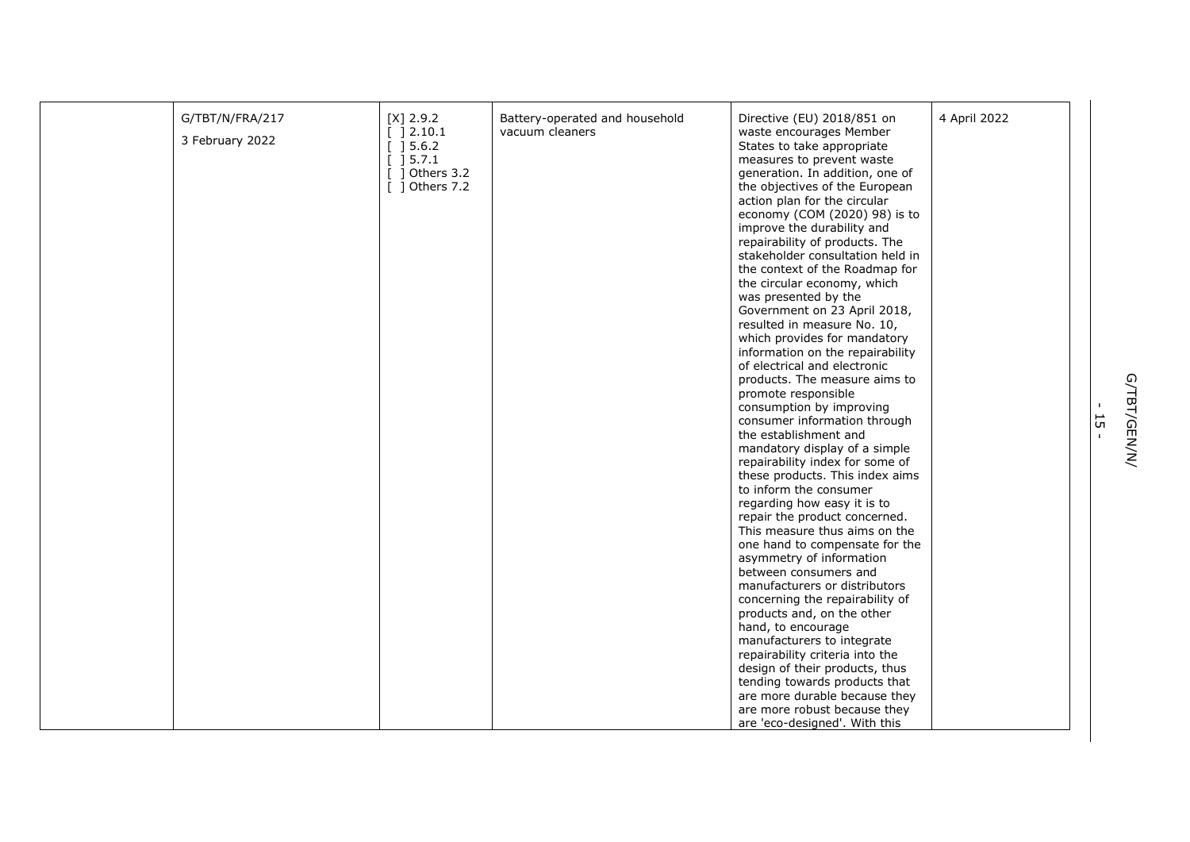| | | | | | |
|---|---|---|---|---|---|
| | G/TBT/N/FRA/217<br>3 February 2022 | [X] 2.9.2<br>[ ] 2.10.1<br>[ ] 5.6.2<br>[ ] 5.7.1<br>[ ] Others 3.2<br>[ ] Others 7.2 | Battery-operated and household vacuum cleaners | Directive (EU) 2018/851 on waste encourages Member States to take appropriate measures to prevent waste generation. In addition, one of the objectives of the European action plan for the circular economy (COM (2020) 98) is to improve the durability and repairability of products. The stakeholder consultation held in the context of the Roadmap for the circular economy, which was presented by the Government on 23 April 2018, resulted in measure No. 10, which provides for mandatory information on the repairability of electrical and electronic products. The measure aims to promote responsible consumption by improving consumer information through the establishment and mandatory display of a simple repairability index for some of these products. This index aims to inform the consumer regarding how easy it is to repair the product concerned. This measure thus aims on the one hand to compensate for the asymmetry of information between consumers and manufacturers or distributors concerning the repairability of products and, on the other hand, to encourage manufacturers to integrate repairability criteria into the design of their products, thus tending towards products that are more durable because they are more robust because they are 'eco-designed'. With this | 4 April 2022 |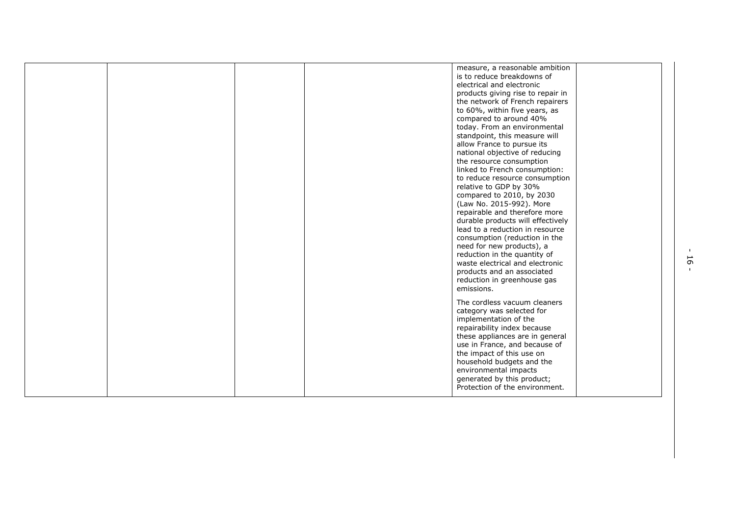| | | | | | |
|---|---|---|---|---|---|
| | | | | measure, a reasonable ambition is to reduce breakdowns of electrical and electronic products giving rise to repair in the network of French repairers to 60%, within five years, as compared to around 40% today. From an environmental standpoint, this measure will allow France to pursue its national objective of reducing the resource consumption linked to French consumption: to reduce resource consumption relative to GDP by 30% compared to 2010, by 2030 (Law No. 2015-992). More repairable and therefore more durable products will effectively lead to a reduction in resource consumption (reduction in the need for new products), a reduction in the quantity of waste electrical and electronic products and an associated reduction in greenhouse gas emissions.<br><br>The cordless vacuum cleaners category was selected for implementation of the repairability index because these appliances are in general use in France, and because of the impact of this use on household budgets and the environmental impacts generated by this product; Protection of the environment. | |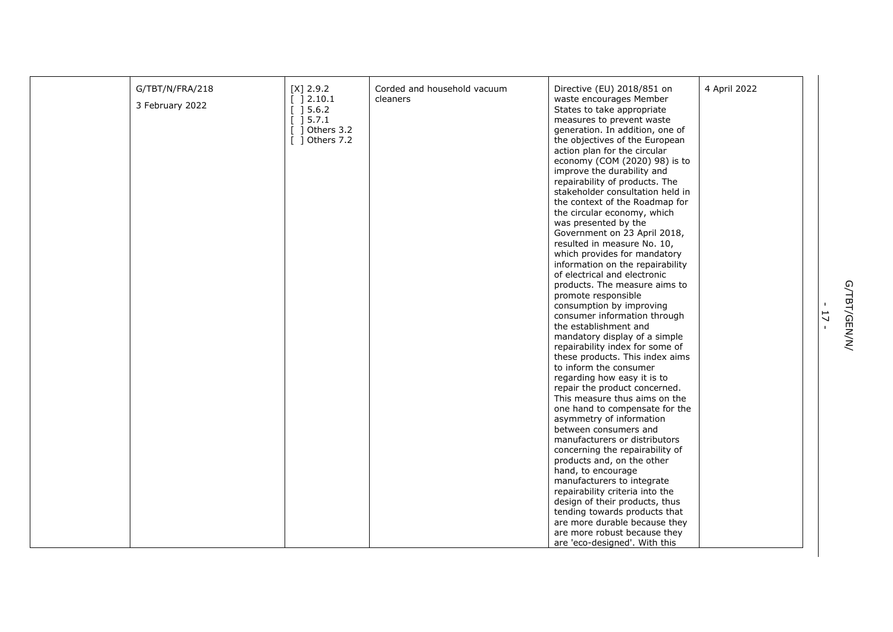| | | | | | |
|---|---|---|---|---|---|
| | G/TBT/N/FRA/218<br>3 February 2022 | [X] 2.9.2<br>[ ] 2.10.1<br>[ ] 5.6.2<br>[ ] 5.7.1<br>[ ] Others 3.2<br>[ ] Others 7.2 | Corded and household vacuum cleaners | Directive (EU) 2018/851 on waste encourages Member States to take appropriate measures to prevent waste generation. In addition, one of the objectives of the European action plan for the circular economy (COM (2020) 98) is to improve the durability and repairability of products. The stakeholder consultation held in the context of the Roadmap for the circular economy, which was presented by the Government on 23 April 2018, resulted in measure No. 10, which provides for mandatory information on the repairability of electrical and electronic products. The measure aims to promote responsible consumption by improving consumer information through the establishment and mandatory display of a simple repairability index for some of these products. This index aims to inform the consumer regarding how easy it is to repair the product concerned. This measure thus aims on the one hand to compensate for the asymmetry of information between consumers and manufacturers or distributors concerning the repairability of products and, on the other hand, to encourage manufacturers to integrate repairability criteria into the design of their products, thus tending towards products that are more durable because they are more robust because they are 'eco-designed'. With this | 4 April 2022 |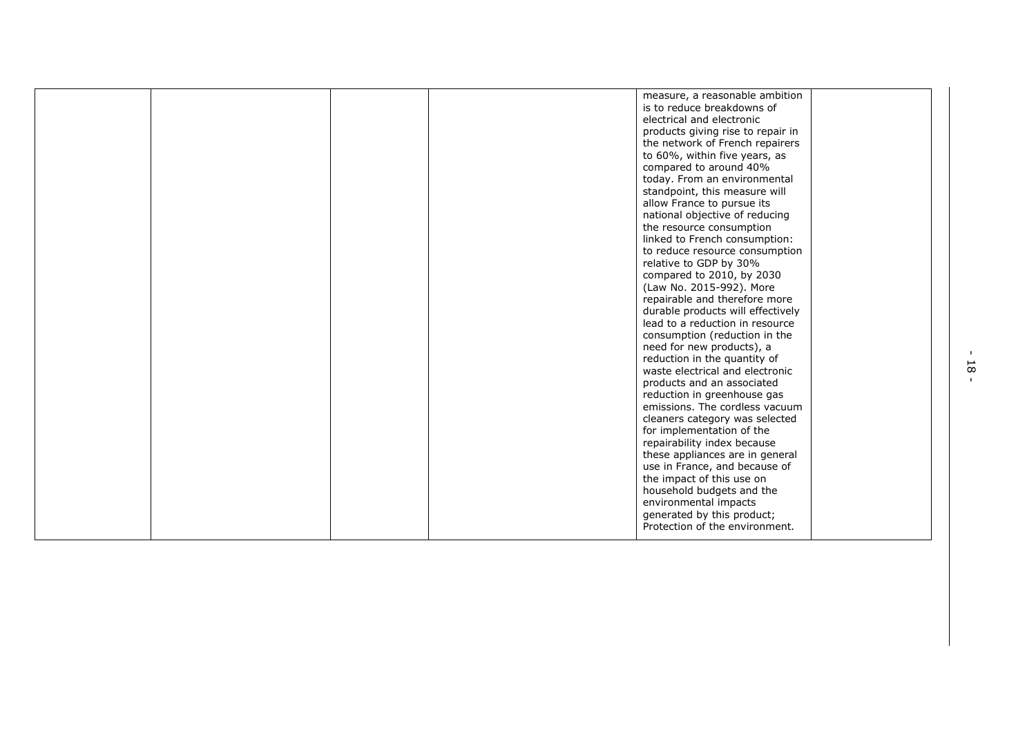|  |  |  |  |  |  |
|---|---|---|---|---|---|
|  |  |  |  | measure, a reasonable ambition is to reduce breakdowns of electrical and electronic products giving rise to repair in the network of French repairers to 60%, within five years, as compared to around 40% today. From an environmental standpoint, this measure will allow France to pursue its national objective of reducing the resource consumption linked to French consumption: to reduce resource consumption relative to GDP by 30% compared to 2010, by 2030 (Law No. 2015-992). More repairable and therefore more durable products will effectively lead to a reduction in resource consumption (reduction in the need for new products), a reduction in the quantity of waste electrical and electronic products and an associated reduction in greenhouse gas emissions. The cordless vacuum cleaners category was selected for implementation of the repairability index because these appliances are in general use in France, and because of the impact of this use on household budgets and the environmental impacts generated by this product; Protection of the environment. |  |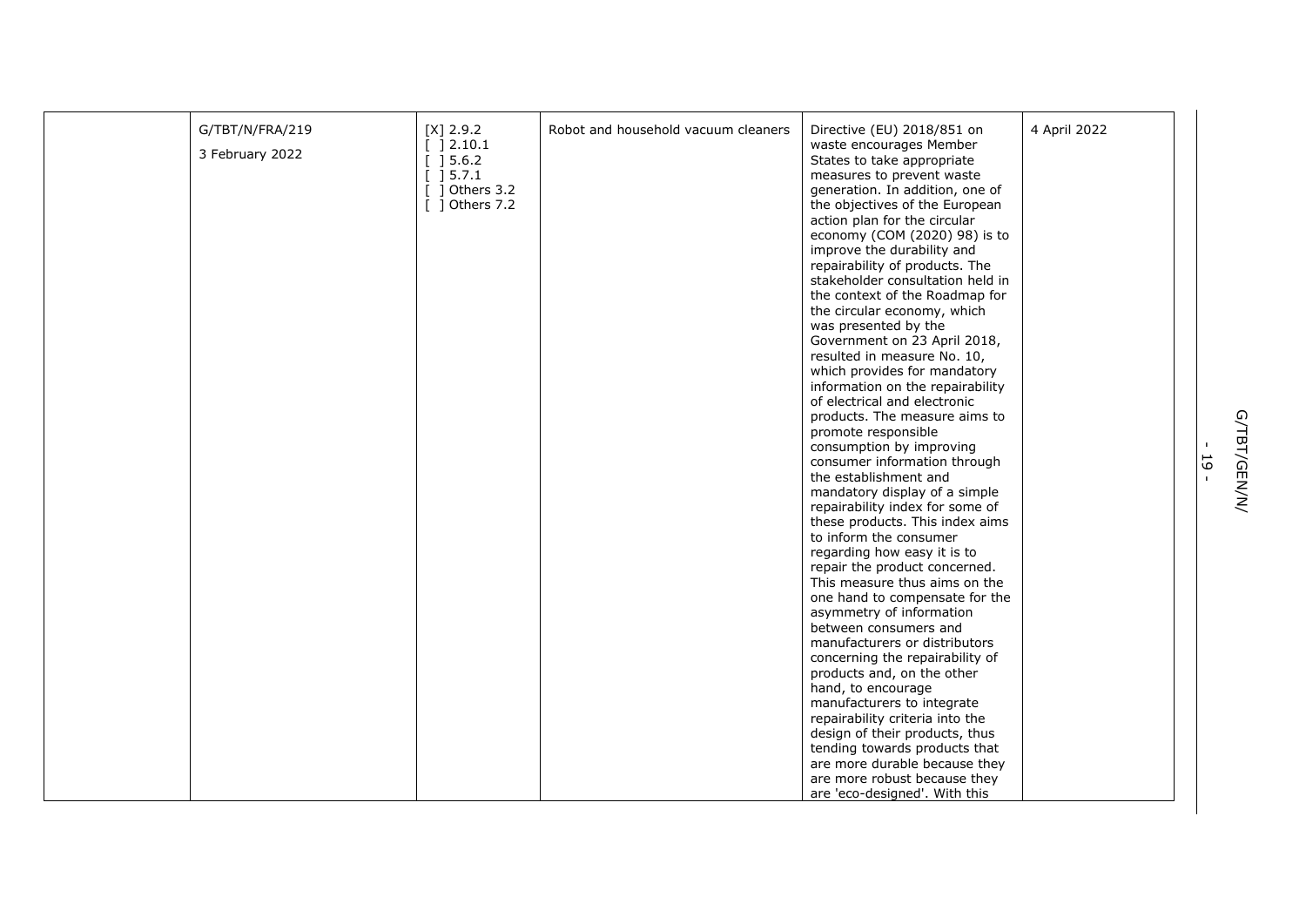| | G/TBT/N/FRA/219<br>3 February 2022 | [X] 2.9.2<br>[ ] 2.10.1<br>[ ] 5.6.2<br>[ ] 5.7.1<br>[ ] Others 3.2<br>[ ] Others 7.2 | Robot and household vacuum cleaners | Directive (EU) 2018/851 on waste encourages Member States to take appropriate measures to prevent waste generation. In addition, one of the objectives of the European action plan for the circular economy (COM (2020) 98) is to improve the durability and repairability of products. The stakeholder consultation held in the context of the Roadmap for the circular economy, which was presented by the Government on 23 April 2018, resulted in measure No. 10, which provides for mandatory information on the repairability of electrical and electronic products. The measure aims to promote responsible consumption by improving consumer information through the establishment and mandatory display of a simple repairability index for some of these products. This index aims to inform the consumer regarding how easy it is to repair the product concerned. This measure thus aims on the one hand to compensate for the asymmetry of information between consumers and manufacturers or distributors concerning the repairability of products and, on the other hand, to encourage manufacturers to integrate repairability criteria into the design of their products, thus tending towards products that are more durable because they are more robust because they are 'eco-designed'. With this | 4 April 2022 |
|---|---|---|---|---|---|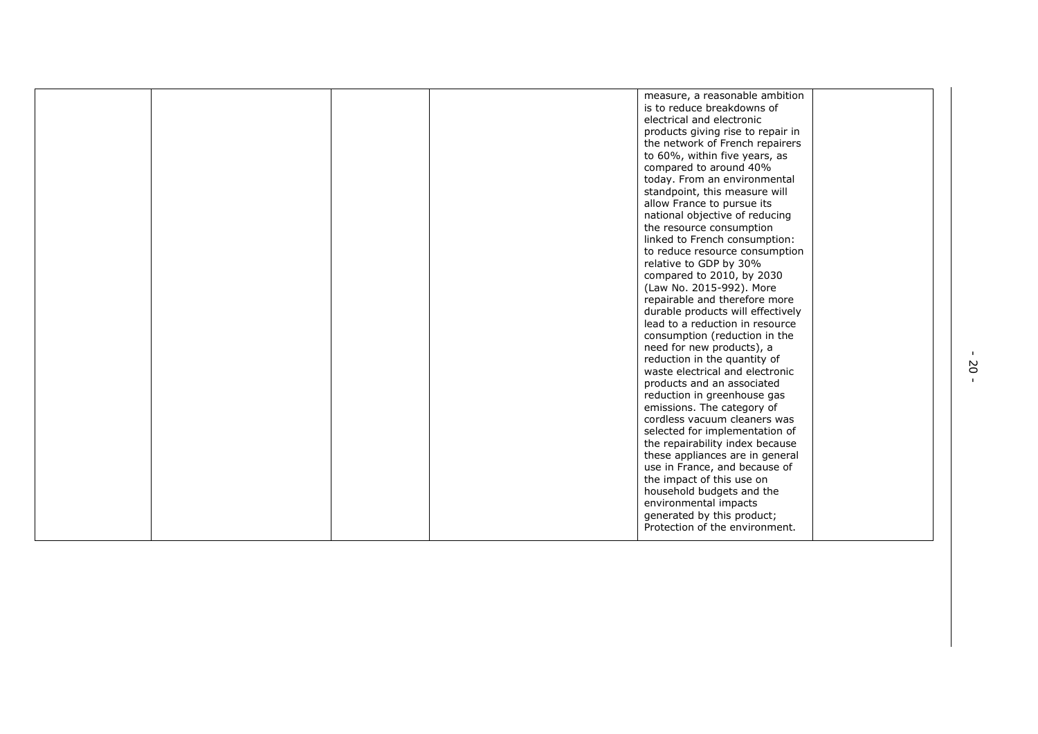| | | | | | |
|---|---|---|---|---|---|
| | | | | measure, a reasonable ambition is to reduce breakdowns of electrical and electronic products giving rise to repair in the network of French repairers to 60%, within five years, as compared to around 40% today. From an environmental standpoint, this measure will allow France to pursue its national objective of reducing the resource consumption linked to French consumption: to reduce resource consumption relative to GDP by 30% compared to 2010, by 2030 (Law No. 2015-992). More repairable and therefore more durable products will effectively lead to a reduction in resource consumption (reduction in the need for new products), a reduction in the quantity of waste electrical and electronic products and an associated reduction in greenhouse gas emissions. The category of cordless vacuum cleaners was selected for implementation of the repairability index because these appliances are in general use in France, and because of the impact of this use on household budgets and the environmental impacts generated by this product; Protection of the environment. | |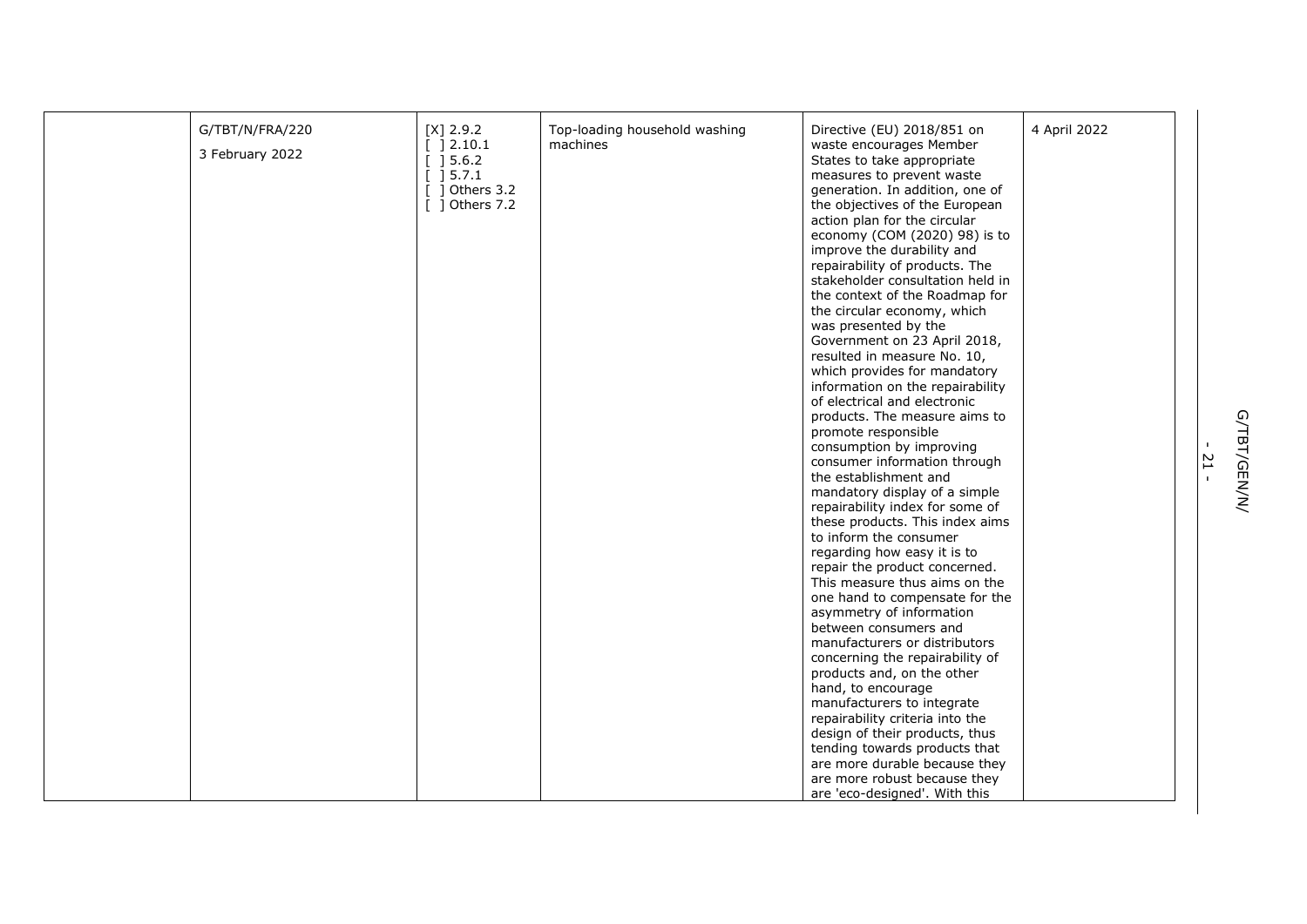| | G/TBT/N/FRA/220<br>3 February 2022 | [X] 2.9.2<br>[ ] 2.10.1<br>[ ] 5.6.2<br>[ ] 5.7.1<br>[ ] Others 3.2<br>[ ] Others 7.2 | Top-loading household washing machines | Directive (EU) 2018/851 on waste encourages Member States to take appropriate measures to prevent waste generation. In addition, one of the objectives of the European action plan for the circular economy (COM (2020) 98) is to improve the durability and repairability of products. The stakeholder consultation held in the context of the Roadmap for the circular economy, which was presented by the Government on 23 April 2018, resulted in measure No. 10, which provides for mandatory information on the repairability of electrical and electronic products. The measure aims to promote responsible consumption by improving consumer information through the establishment and mandatory display of a simple repairability index for some of these products. This index aims to inform the consumer regarding how easy it is to repair the product concerned. This measure thus aims on the one hand to compensate for the asymmetry of information between consumers and manufacturers or distributors concerning the repairability of products and, on the other hand, to encourage manufacturers to integrate repairability criteria into the design of their products, thus tending towards products that are more durable because they are more robust because they are 'eco-designed'. With this | 4 April 2022 |
|---|---|---|---|---|---|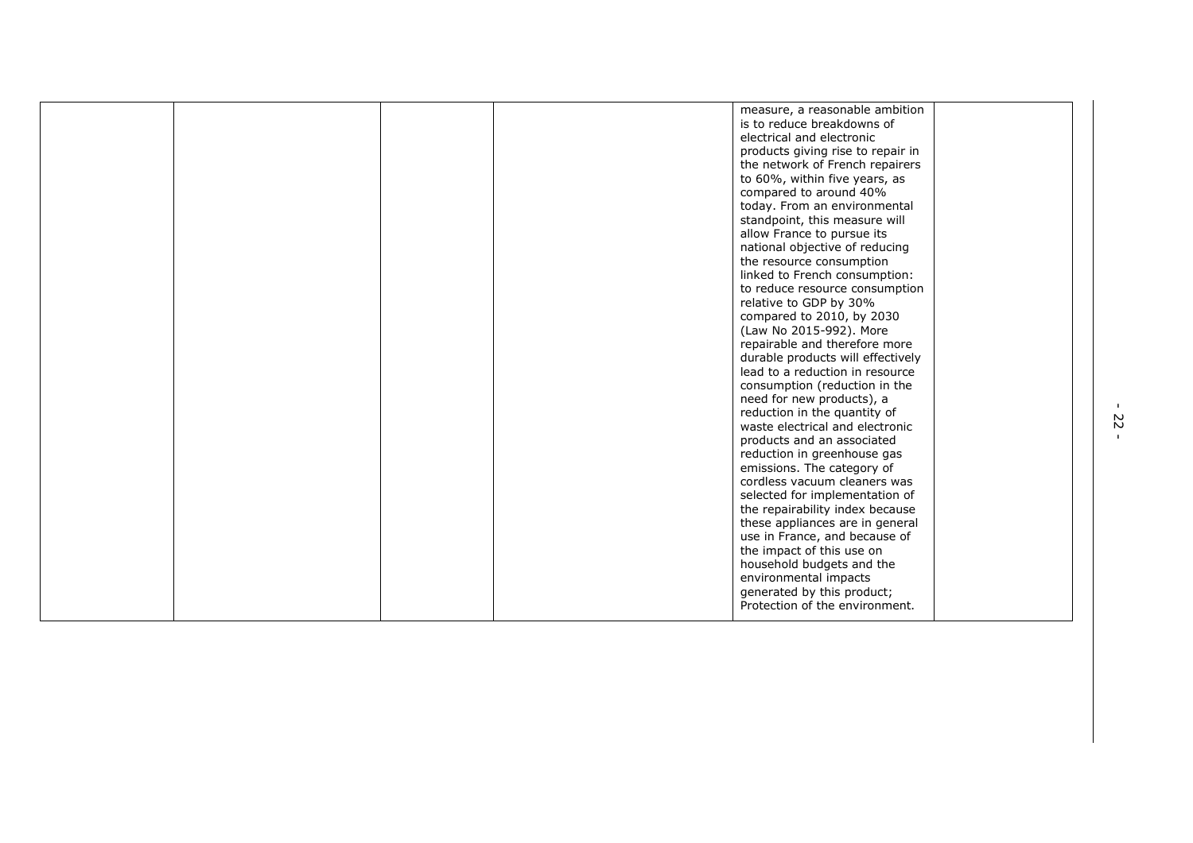|  |  |  |  | measure, a reasonable ambition is to reduce breakdowns of electrical and electronic products giving rise to repair in the network of French repairers to 60%, within five years, as compared to around 40% today. From an environmental standpoint, this measure will allow France to pursue its national objective of reducing the resource consumption linked to French consumption: to reduce resource consumption relative to GDP by 30% compared to 2010, by 2030 (Law No 2015-992). More repairable and therefore more durable products will effectively lead to a reduction in resource consumption (reduction in the need for new products), a reduction in the quantity of waste electrical and electronic products and an associated reduction in greenhouse gas emissions. The category of cordless vacuum cleaners was selected for implementation of the repairability index because these appliances are in general use in France, and because of the impact of this use on household budgets and the environmental impacts generated by this product; Protection of the environment. |  |
|---|---|---|---|---|---|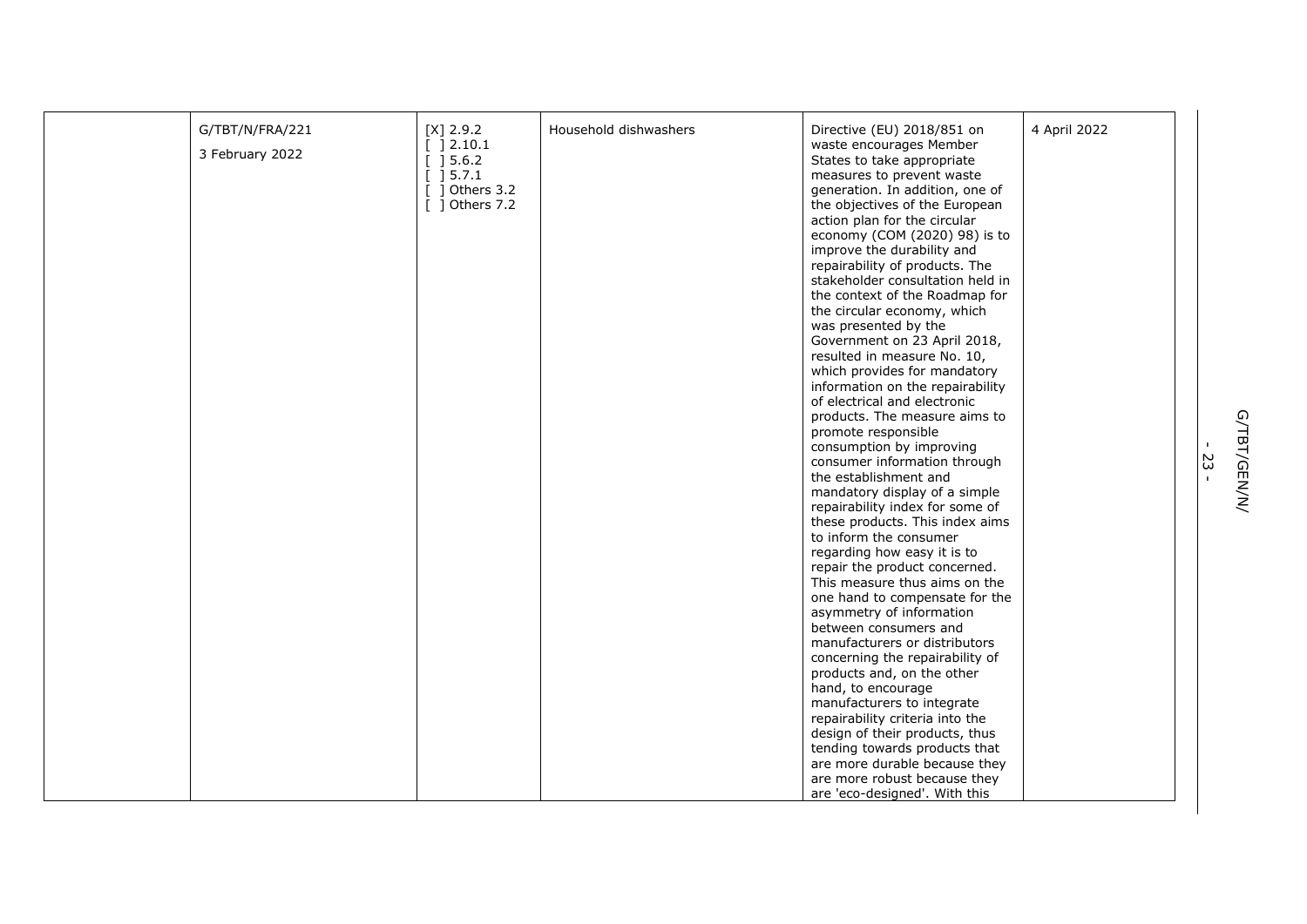| | | | | | |
|---|---|---|---|---|---|
| | G/TBT/N/FRA/221<br>3 February 2022 | [X] 2.9.2<br>[ ] 2.10.1<br>[ ] 5.6.2<br>[ ] 5.7.1<br>[ ] Others 3.2<br>[ ] Others 7.2 | Household dishwashers | Directive (EU) 2018/851 on waste encourages Member States to take appropriate measures to prevent waste generation. In addition, one of the objectives of the European action plan for the circular economy (COM (2020) 98) is to improve the durability and repairability of products. The stakeholder consultation held in the context of the Roadmap for the circular economy, which was presented by the Government on 23 April 2018, resulted in measure No. 10, which provides for mandatory information on the repairability of electrical and electronic products. The measure aims to promote responsible consumption by improving consumer information through the establishment and mandatory display of a simple repairability index for some of these products. This index aims to inform the consumer regarding how easy it is to repair the product concerned. This measure thus aims on the one hand to compensate for the asymmetry of information between consumers and manufacturers or distributors concerning the repairability of products and, on the other hand, to encourage manufacturers to integrate repairability criteria into the design of their products, thus tending towards products that are more durable because they are more robust because they are 'eco-designed'. With this | 4 April 2022 |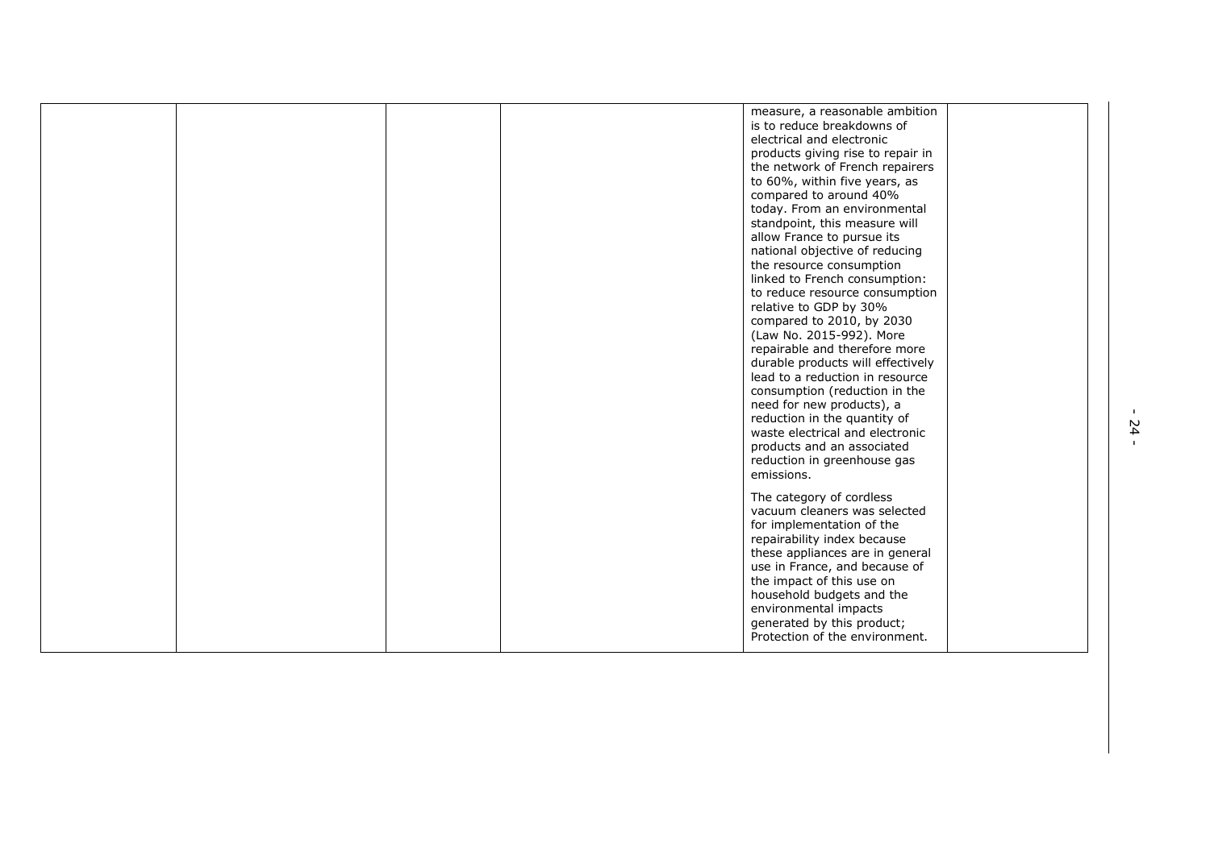|  |  |  |  | measure, a reasonable ambition is to reduce breakdowns of electrical and electronic products giving rise to repair in the network of French repairers to 60%, within five years, as compared to around 40% today. From an environmental standpoint, this measure will allow France to pursue its national objective of reducing the resource consumption linked to French consumption: to reduce resource consumption relative to GDP by 30% compared to 2010, by 2030 (Law No. 2015-992). More repairable and therefore more durable products will effectively lead to a reduction in resource consumption (reduction in the need for new products), a reduction in the quantity of waste electrical and electronic products and an associated reduction in greenhouse gas emissions.<br><br>The category of cordless vacuum cleaners was selected for implementation of the repairability index because these appliances are in general use in France, and because of the impact of this use on household budgets and the environmental impacts generated by this product; Protection of the environment. |  |
|---|---|---|---|---|---|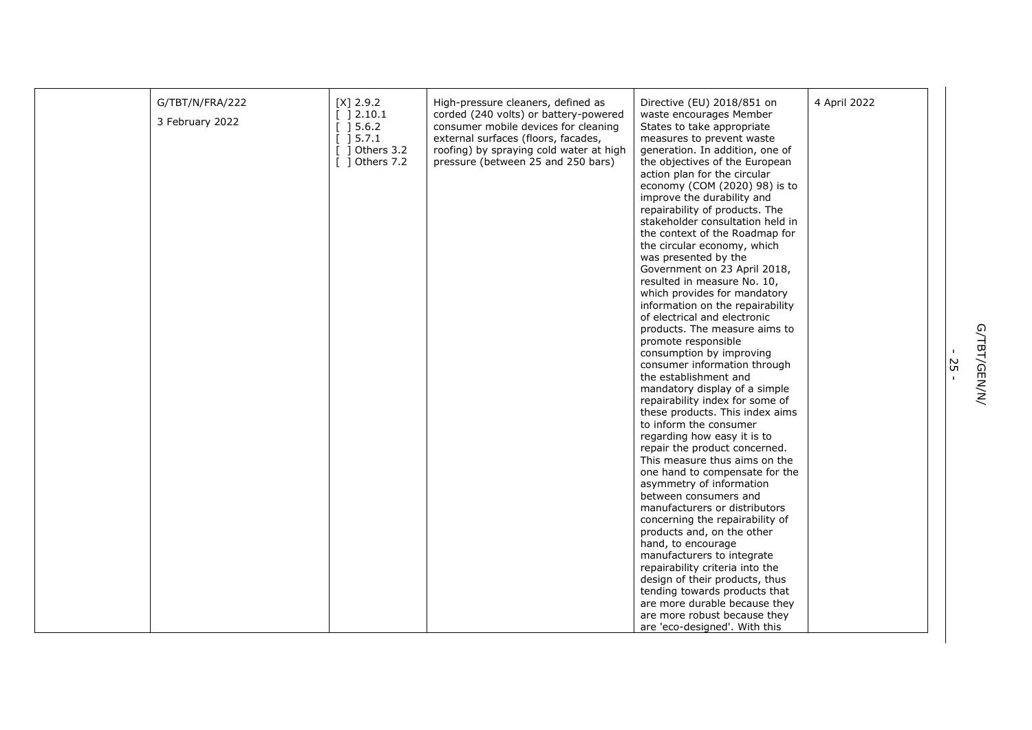| | | | | | |
|---|---|---|---|---|---|
| | G/TBT/N/FRA/222<br>3 February 2022 | [X] 2.9.2<br>[ ] 2.10.1<br>[ ] 5.6.2<br>[ ] 5.7.1<br>[ ] Others 3.2<br>[ ] Others 7.2 | High-pressure cleaners, defined as corded (240 volts) or battery-powered consumer mobile devices for cleaning external surfaces (floors, facades, roofing) by spraying cold water at high pressure (between 25 and 250 bars) | Directive (EU) 2018/851 on waste encourages Member States to take appropriate measures to prevent waste generation. In addition, one of the objectives of the European action plan for the circular economy (COM (2020) 98) is to improve the durability and repairability of products. The stakeholder consultation held in the context of the Roadmap for the circular economy, which was presented by the Government on 23 April 2018, resulted in measure No. 10, which provides for mandatory information on the repairability of electrical and electronic products. The measure aims to promote responsible consumption by improving consumer information through the establishment and mandatory display of a simple repairability index for some of these products. This index aims to inform the consumer regarding how easy it is to repair the product concerned. This measure thus aims on the one hand to compensate for the asymmetry of information between consumers and manufacturers or distributors concerning the repairability of products and, on the other hand, to encourage manufacturers to integrate repairability criteria into the design of their products, thus tending towards products that are more durable because they are more robust because they are 'eco-designed'. With this | 4 April 2022 |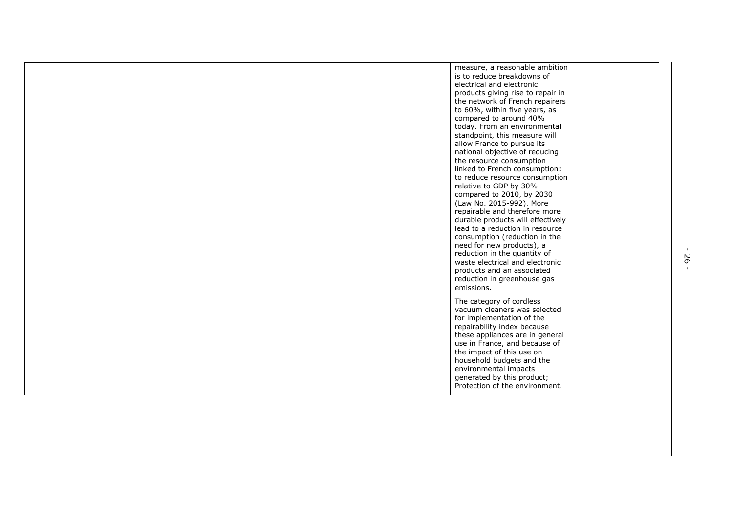| | | | | | |
|---|---|---|---|---|---|
| | | | | measure, a reasonable ambition is to reduce breakdowns of electrical and electronic products giving rise to repair in the network of French repairers to 60%, within five years, as compared to around 40% today. From an environmental standpoint, this measure will allow France to pursue its national objective of reducing the resource consumption linked to French consumption: to reduce resource consumption relative to GDP by 30% compared to 2010, by 2030 (Law No. 2015-992). More repairable and therefore more durable products will effectively lead to a reduction in resource consumption (reduction in the need for new products), a reduction in the quantity of waste electrical and electronic products and an associated reduction in greenhouse gas emissions.<br><br>The category of cordless vacuum cleaners was selected for implementation of the repairability index because these appliances are in general use in France, and because of the impact of this use on household budgets and the environmental impacts generated by this product; Protection of the environment. | |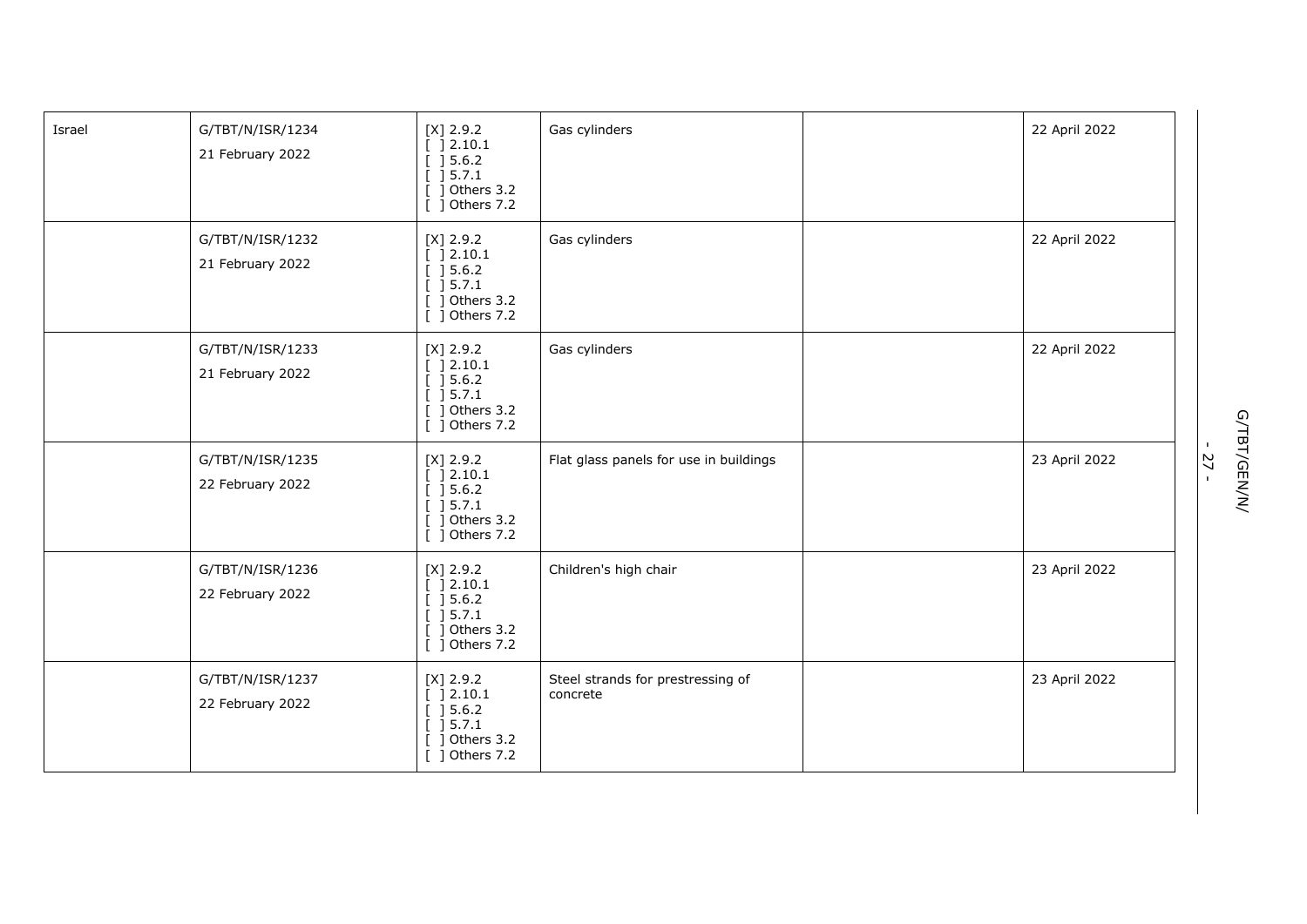| | | | | | |
|---|---|---|---|---|---|
| Israel | G/TBT/N/ISR/1234<br>21 February 2022 | [X] 2.9.2<br>[ ] 2.10.1<br>[ ] 5.6.2<br>[ ] 5.7.1<br>[ ] Others 3.2<br>[ ] Others 7.2 | Gas cylinders | | 22 April 2022 |
| | G/TBT/N/ISR/1232<br>21 February 2022 | [X] 2.9.2<br>[ ] 2.10.1<br>[ ] 5.6.2<br>[ ] 5.7.1<br>[ ] Others 3.2<br>[ ] Others 7.2 | Gas cylinders | | 22 April 2022 |
| | G/TBT/N/ISR/1233<br>21 February 2022 | [X] 2.9.2<br>[ ] 2.10.1<br>[ ] 5.6.2<br>[ ] 5.7.1<br>[ ] Others 3.2<br>[ ] Others 7.2 | Gas cylinders | | 22 April 2022 |
| | G/TBT/N/ISR/1235<br>22 February 2022 | [X] 2.9.2<br>[ ] 2.10.1<br>[ ] 5.6.2<br>[ ] 5.7.1<br>[ ] Others 3.2<br>[ ] Others 7.2 | Flat glass panels for use in buildings | | 23 April 2022 |
| | G/TBT/N/ISR/1236<br>22 February 2022 | [X] 2.9.2<br>[ ] 2.10.1<br>[ ] 5.6.2<br>[ ] 5.7.1<br>[ ] Others 3.2<br>[ ] Others 7.2 | Children's high chair | | 23 April 2022 |
| | G/TBT/N/ISR/1237<br>22 February 2022 | [X] 2.9.2<br>[ ] 2.10.1<br>[ ] 5.6.2<br>[ ] 5.7.1<br>[ ] Others 3.2<br>[ ] Others 7.2 | Steel strands for prestressing of concrete | | 23 April 2022 |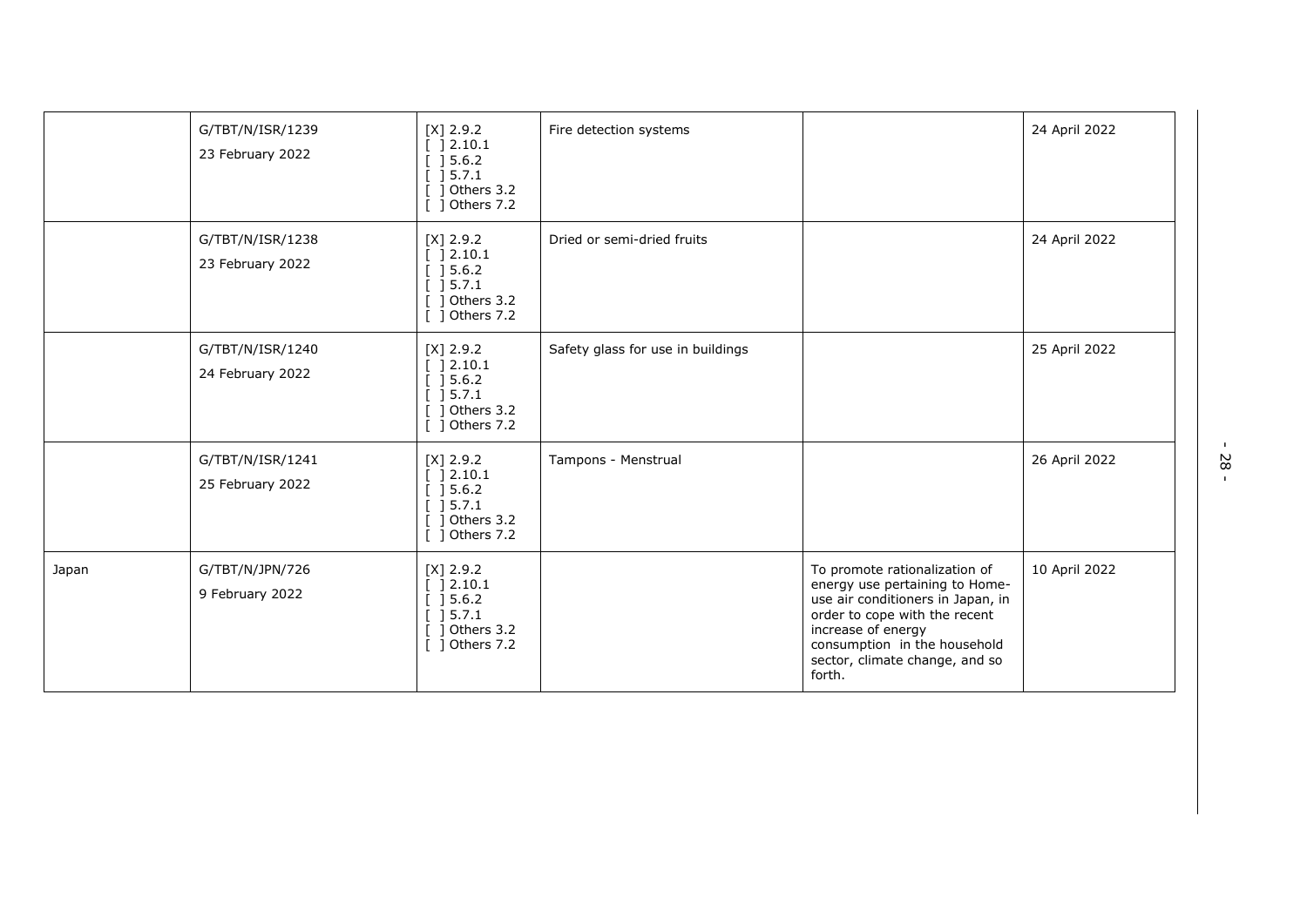|  |  |  |  |  |  |
|---|---|---|---|---|---|
|  | G/TBT/N/ISR/1239<br>23 February 2022 | [X] 2.9.2<br>[ ] 2.10.1<br>[ ] 5.6.2<br>[ ] 5.7.1<br>[ ] Others 3.2<br>[ ] Others 7.2 | Fire detection systems |  | 24 April 2022 |
|  | G/TBT/N/ISR/1238<br>23 February 2022 | [X] 2.9.2<br>[ ] 2.10.1<br>[ ] 5.6.2<br>[ ] 5.7.1<br>[ ] Others 3.2<br>[ ] Others 7.2 | Dried or semi-dried fruits |  | 24 April 2022 |
|  | G/TBT/N/ISR/1240<br>24 February 2022 | [X] 2.9.2<br>[ ] 2.10.1<br>[ ] 5.6.2<br>[ ] 5.7.1<br>[ ] Others 3.2<br>[ ] Others 7.2 | Safety glass for use in buildings |  | 25 April 2022 |
|  | G/TBT/N/ISR/1241<br>25 February 2022 | [X] 2.9.2<br>[ ] 2.10.1<br>[ ] 5.6.2<br>[ ] 5.7.1<br>[ ] Others 3.2<br>[ ] Others 7.2 | Tampons - Menstrual |  | 26 April 2022 |
| Japan | G/TBT/N/JPN/726<br>9 February 2022 | [X] 2.9.2<br>[ ] 2.10.1<br>[ ] 5.6.2<br>[ ] 5.7.1<br>[ ] Others 3.2<br>[ ] Others 7.2 |  | To promote rationalization of energy use pertaining to Home-use air conditioners in Japan, in order to cope with the recent increase of energy consumption in the household sector, climate change, and so forth. | 10 April 2022 |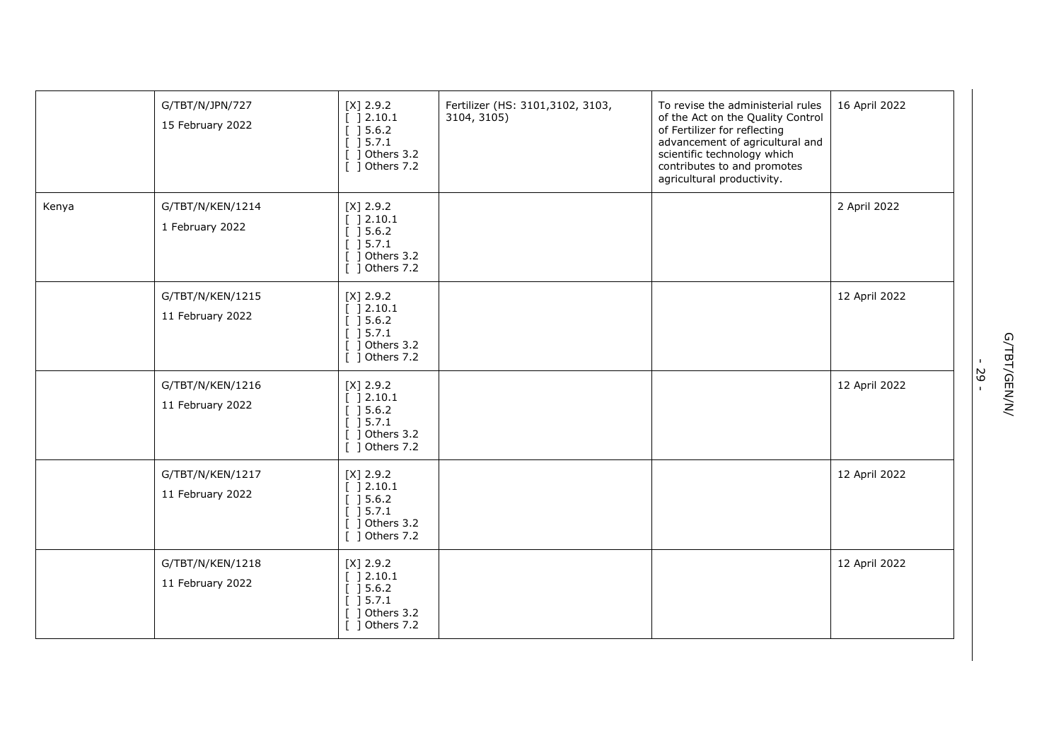| | | | | | |
|---|---|---|---|---|---|
| | G/TBT/N/JPN/727<br>15 February 2022 | [X] 2.9.2<br>[ ] 2.10.1<br>[ ] 5.6.2<br>[ ] 5.7.1<br>[ ] Others 3.2<br>[ ] Others 7.2 | Fertilizer (HS: 3101,3102, 3103, 3104, 3105) | To revise the administerial rules of the Act on the Quality Control of Fertilizer for reflecting advancement of agricultural and scientific technology which contributes to and promotes agricultural productivity. | 16 April 2022 |
| Kenya | G/TBT/N/KEN/1214<br>1 February 2022 | [X] 2.9.2<br>[ ] 2.10.1<br>[ ] 5.6.2<br>[ ] 5.7.1<br>[ ] Others 3.2<br>[ ] Others 7.2 | | | 2 April 2022 |
| | G/TBT/N/KEN/1215<br>11 February 2022 | [X] 2.9.2<br>[ ] 2.10.1<br>[ ] 5.6.2<br>[ ] 5.7.1<br>[ ] Others 3.2<br>[ ] Others 7.2 | | | 12 April 2022 |
| | G/TBT/N/KEN/1216<br>11 February 2022 | [X] 2.9.2<br>[ ] 2.10.1<br>[ ] 5.6.2<br>[ ] 5.7.1<br>[ ] Others 3.2<br>[ ] Others 7.2 | | | 12 April 2022 |
| | G/TBT/N/KEN/1217<br>11 February 2022 | [X] 2.9.2<br>[ ] 2.10.1<br>[ ] 5.6.2<br>[ ] 5.7.1<br>[ ] Others 3.2<br>[ ] Others 7.2 | | | 12 April 2022 |
| | G/TBT/N/KEN/1218<br>11 February 2022 | [X] 2.9.2<br>[ ] 2.10.1<br>[ ] 5.6.2<br>[ ] 5.7.1<br>[ ] Others 3.2<br>[ ] Others 7.2 | | | 12 April 2022 |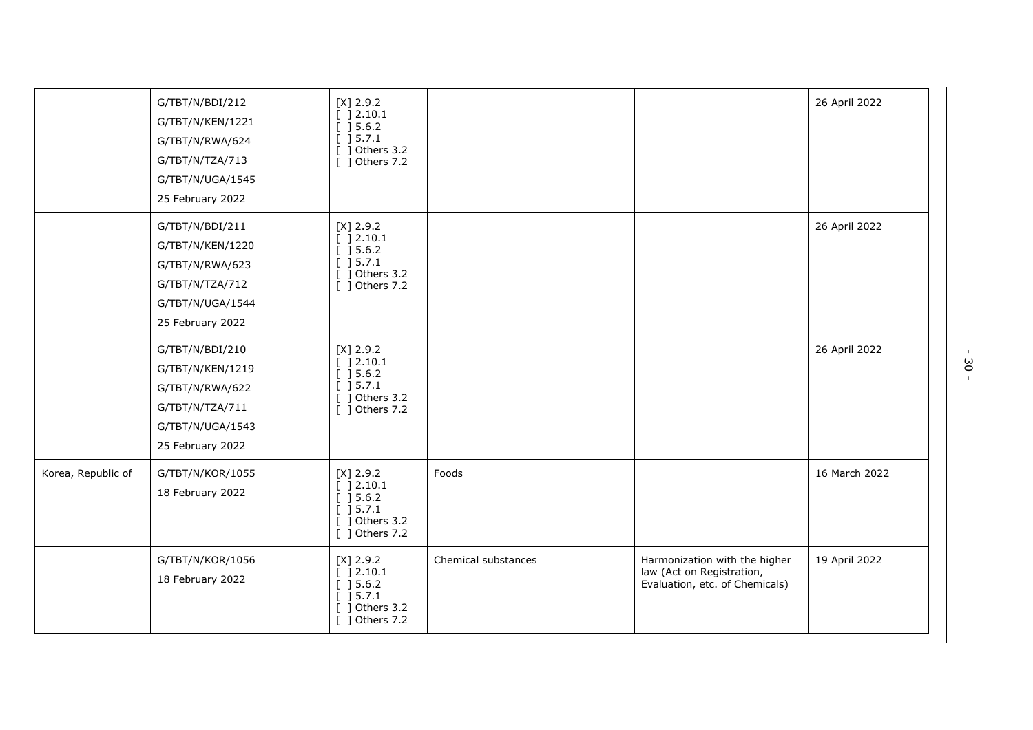| | | | | | |
|---|---|---|---|---|---|
| | G/TBT/N/BDI/212<br>G/TBT/N/KEN/1221<br>G/TBT/N/RWA/624<br>G/TBT/N/TZA/713<br>G/TBT/N/UGA/1545<br>25 February 2022 | [X] 2.9.2<br>[ ] 2.10.1<br>[ ] 5.6.2<br>[ ] 5.7.1<br>[ ] Others 3.2<br>[ ] Others 7.2 | | | 26 April 2022 |
| | G/TBT/N/BDI/211<br>G/TBT/N/KEN/1220<br>G/TBT/N/RWA/623<br>G/TBT/N/TZA/712<br>G/TBT/N/UGA/1544<br>25 February 2022 | [X] 2.9.2<br>[ ] 2.10.1<br>[ ] 5.6.2<br>[ ] 5.7.1<br>[ ] Others 3.2<br>[ ] Others 7.2 | | | 26 April 2022 |
| | G/TBT/N/BDI/210<br>G/TBT/N/KEN/1219<br>G/TBT/N/RWA/622<br>G/TBT/N/TZA/711<br>G/TBT/N/UGA/1543<br>25 February 2022 | [X] 2.9.2<br>[ ] 2.10.1<br>[ ] 5.6.2<br>[ ] 5.7.1<br>[ ] Others 3.2<br>[ ] Others 7.2 | | | 26 April 2022 |
| Korea, Republic of | G/TBT/N/KOR/1055<br>18 February 2022 | [X] 2.9.2<br>[ ] 2.10.1<br>[ ] 5.6.2<br>[ ] 5.7.1<br>[ ] Others 3.2<br>[ ] Others 7.2 | Foods | | 16 March 2022 |
| | G/TBT/N/KOR/1056<br>18 February 2022 | [X] 2.9.2<br>[ ] 2.10.1<br>[ ] 5.6.2<br>[ ] 5.7.1<br>[ ] Others 3.2<br>[ ] Others 7.2 | Chemical substances | Harmonization with the higher law (Act on Registration, Evaluation, etc. of Chemicals) | 19 April 2022 |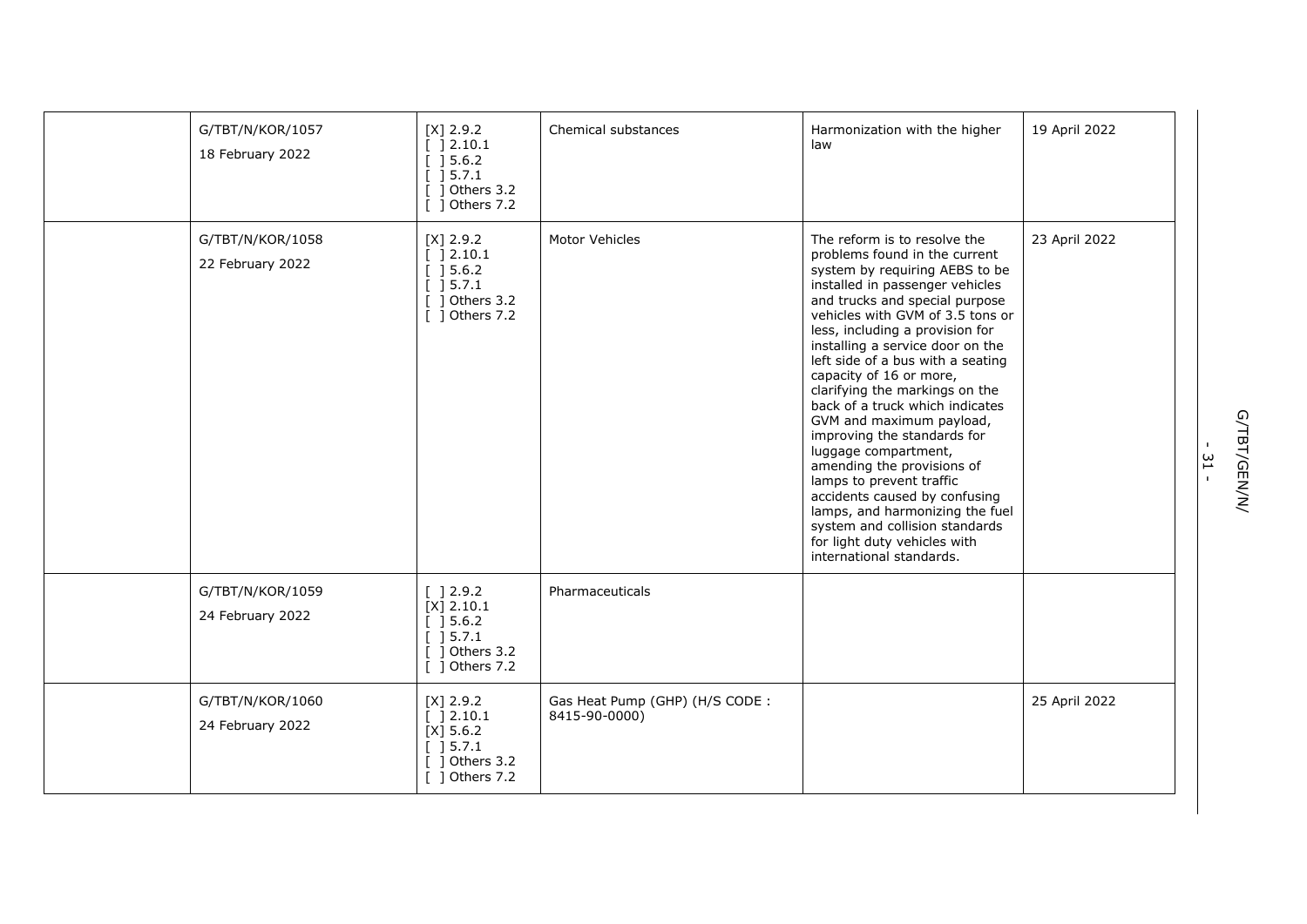|  | G/TBT/N/KOR/1057<br>18 February 2022 | [X] 2.9.2<br>[ ] 2.10.1<br>[ ] 5.6.2<br>[ ] 5.7.1<br>[ ] Others 3.2<br>[ ] Others 7.2 | Chemical substances | Harmonization with the higher law | 19 April 2022 |
|---|---|---|---|---|---|
|  | G/TBT/N/KOR/1058<br>22 February 2022 | [X] 2.9.2<br>[ ] 2.10.1<br>[ ] 5.6.2<br>[ ] 5.7.1<br>[ ] Others 3.2<br>[ ] Others 7.2 | Motor Vehicles | The reform is to resolve the problems found in the current system by requiring AEBS to be installed in passenger vehicles and trucks and special purpose vehicles with GVM of 3.5 tons or less, including a provision for installing a service door on the left side of a bus with a seating capacity of 16 or more, clarifying the markings on the back of a truck which indicates GVM and maximum payload, improving the standards for luggage compartment, amending the provisions of lamps to prevent traffic accidents caused by confusing lamps, and harmonizing the fuel system and collision standards for light duty vehicles with international standards. | 23 April 2022 |
|  | G/TBT/N/KOR/1059<br>24 February 2022 | [ ] 2.9.2<br>[X] 2.10.1<br>[ ] 5.6.2<br>[ ] 5.7.1<br>[ ] Others 3.2<br>[ ] Others 7.2 | Pharmaceuticals |  |  |
|  | G/TBT/N/KOR/1060<br>24 February 2022 | [X] 2.9.2<br>[ ] 2.10.1<br>[X] 5.6.2<br>[ ] 5.7.1<br>[ ] Others 3.2<br>[ ] Others 7.2 | Gas Heat Pump (GHP) (H/S CODE : 8415-90-0000) |  | 25 April 2022 |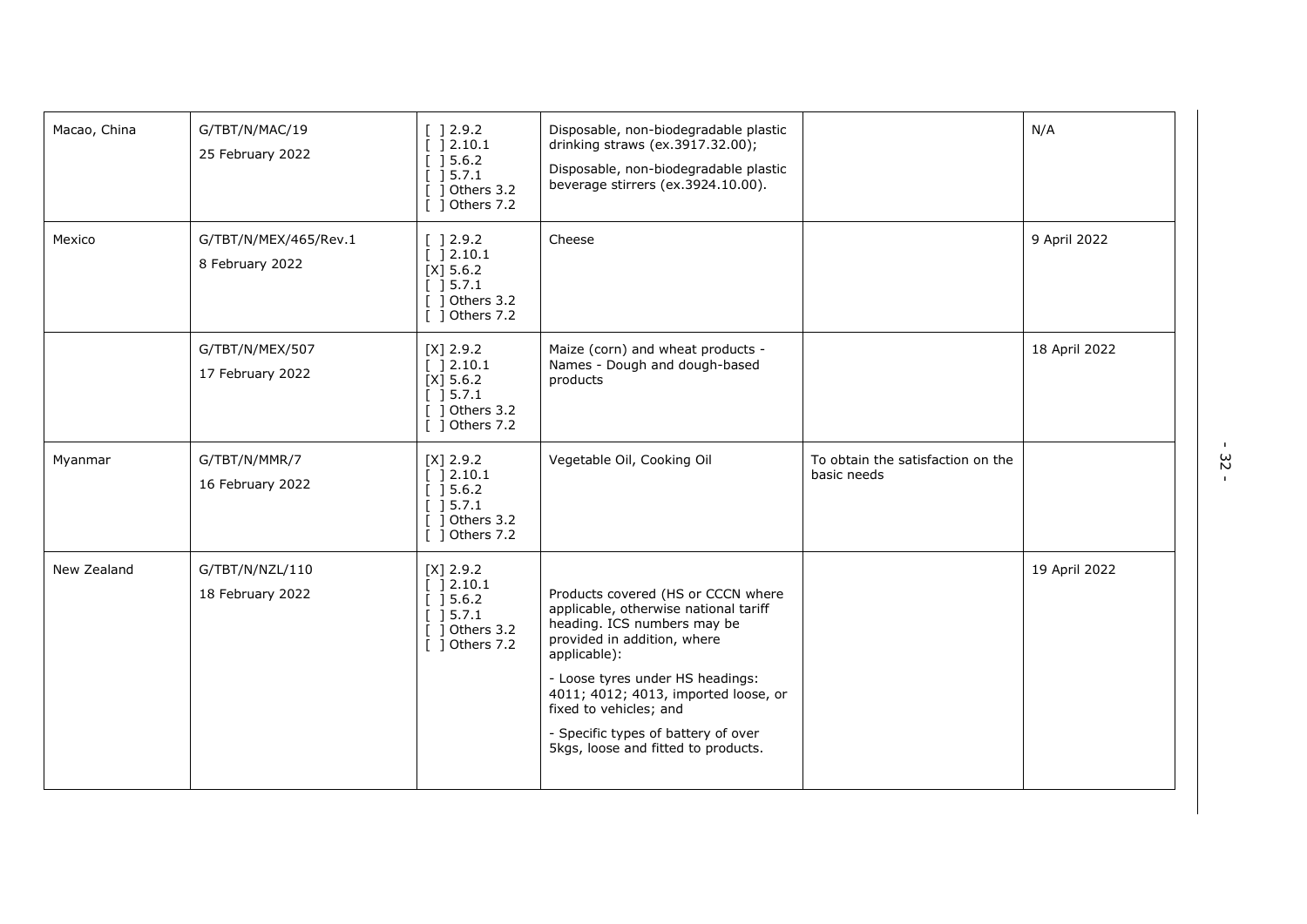| | | | | | |
|---|---|---|---|---|---|
| Macao, China | G/TBT/N/MAC/19<br><br>25 February 2022 | [ ] 2.9.2<br>[ ] 2.10.1<br>[ ] 5.6.2<br>[ ] 5.7.1<br>[ ] Others 3.2<br>[ ] Others 7.2 | Disposable, non-biodegradable plastic drinking straws (ex.3917.32.00);<br><br>Disposable, non-biodegradable plastic beverage stirrers (ex.3924.10.00). | | N/A |
| Mexico | G/TBT/N/MEX/465/Rev.1<br><br>8 February 2022 | [ ] 2.9.2<br>[ ] 2.10.1<br>[X] 5.6.2<br>[ ] 5.7.1<br>[ ] Others 3.2<br>[ ] Others 7.2 | Cheese | | 9 April 2022 |
| | G/TBT/N/MEX/507<br><br>17 February 2022 | [X] 2.9.2<br>[ ] 2.10.1<br>[X] 5.6.2<br>[ ] 5.7.1<br>[ ] Others 3.2<br>[ ] Others 7.2 | Maize (corn) and wheat products - Names - Dough and dough-based products | | 18 April 2022 |
| Myanmar | G/TBT/N/MMR/7<br><br>16 February 2022 | [X] 2.9.2<br>[ ] 2.10.1<br>[ ] 5.6.2<br>[ ] 5.7.1<br>[ ] Others 3.2<br>[ ] Others 7.2 | Vegetable Oil, Cooking Oil | To obtain the satisfaction on the basic needs | |
| New Zealand | G/TBT/N/NZL/110<br><br>18 February 2022 | [X] 2.9.2<br>[ ] 2.10.1<br>[ ] 5.6.2<br>[ ] 5.7.1<br>[ ] Others 3.2<br>[ ] Others 7.2 | Products covered (HS or CCCN where applicable, otherwise national tariff heading. ICS numbers may be provided in addition, where applicable):<br><br>- Loose tyres under HS headings: 4011; 4012; 4013, imported loose, or fixed to vehicles; and<br><br>- Specific types of battery of over 5kgs, loose and fitted to products. | | 19 April 2022 |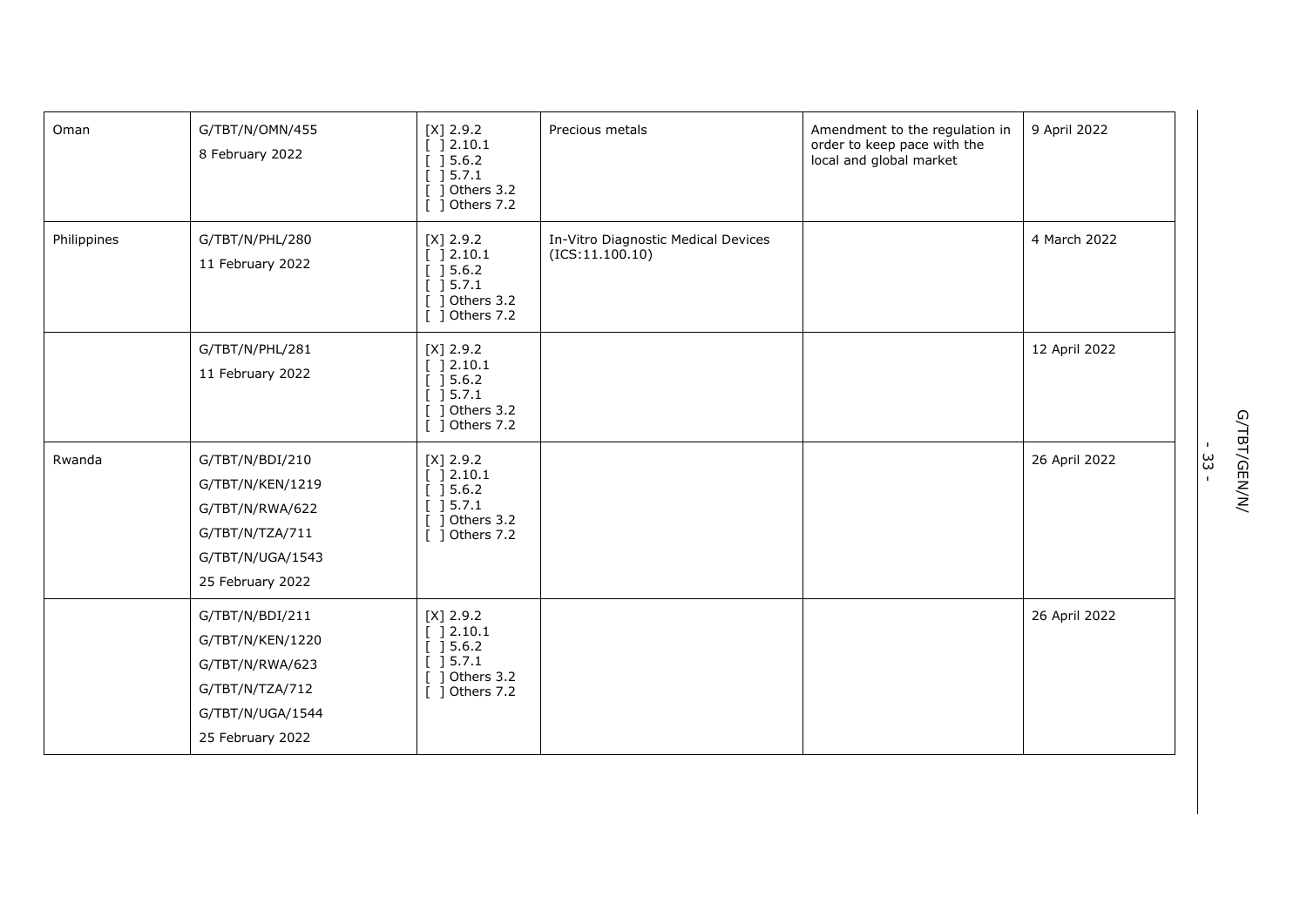| Oman | G/TBT/N/OMN/455<br>8 February 2022 | [X] 2.9.2<br>[ ] 2.10.1<br>[ ] 5.6.2<br>[ ] 5.7.1<br>[ ] Others 3.2<br>[ ] Others 7.2 | Precious metals | Amendment to the regulation in order to keep pace with the local and global market | 9 April 2022 |
|---|---|---|---|---|---|
| Philippines | G/TBT/N/PHL/280<br>11 February 2022 | [X] 2.9.2<br>[ ] 2.10.1<br>[ ] 5.6.2<br>[ ] 5.7.1<br>[ ] Others 3.2<br>[ ] Others 7.2 | In-Vitro Diagnostic Medical Devices (ICS:11.100.10) | | 4 March 2022 |
| | G/TBT/N/PHL/281<br>11 February 2022 | [X] 2.9.2<br>[ ] 2.10.1<br>[ ] 5.6.2<br>[ ] 5.7.1<br>[ ] Others 3.2<br>[ ] Others 7.2 | | | 12 April 2022 |
| Rwanda | G/TBT/N/BDI/210<br>G/TBT/N/KEN/1219<br>G/TBT/N/RWA/622<br>G/TBT/N/TZA/711<br>G/TBT/N/UGA/1543<br>25 February 2022 | [X] 2.9.2<br>[ ] 2.10.1<br>[ ] 5.6.2<br>[ ] 5.7.1<br>[ ] Others 3.2<br>[ ] Others 7.2 | | | 26 April 2022 |
| | G/TBT/N/BDI/211<br>G/TBT/N/KEN/1220<br>G/TBT/N/RWA/623<br>G/TBT/N/TZA/712<br>G/TBT/N/UGA/1544<br>25 February 2022 | [X] 2.9.2<br>[ ] 2.10.1<br>[ ] 5.6.2<br>[ ] 5.7.1<br>[ ] Others 3.2<br>[ ] Others 7.2 | | | 26 April 2022 |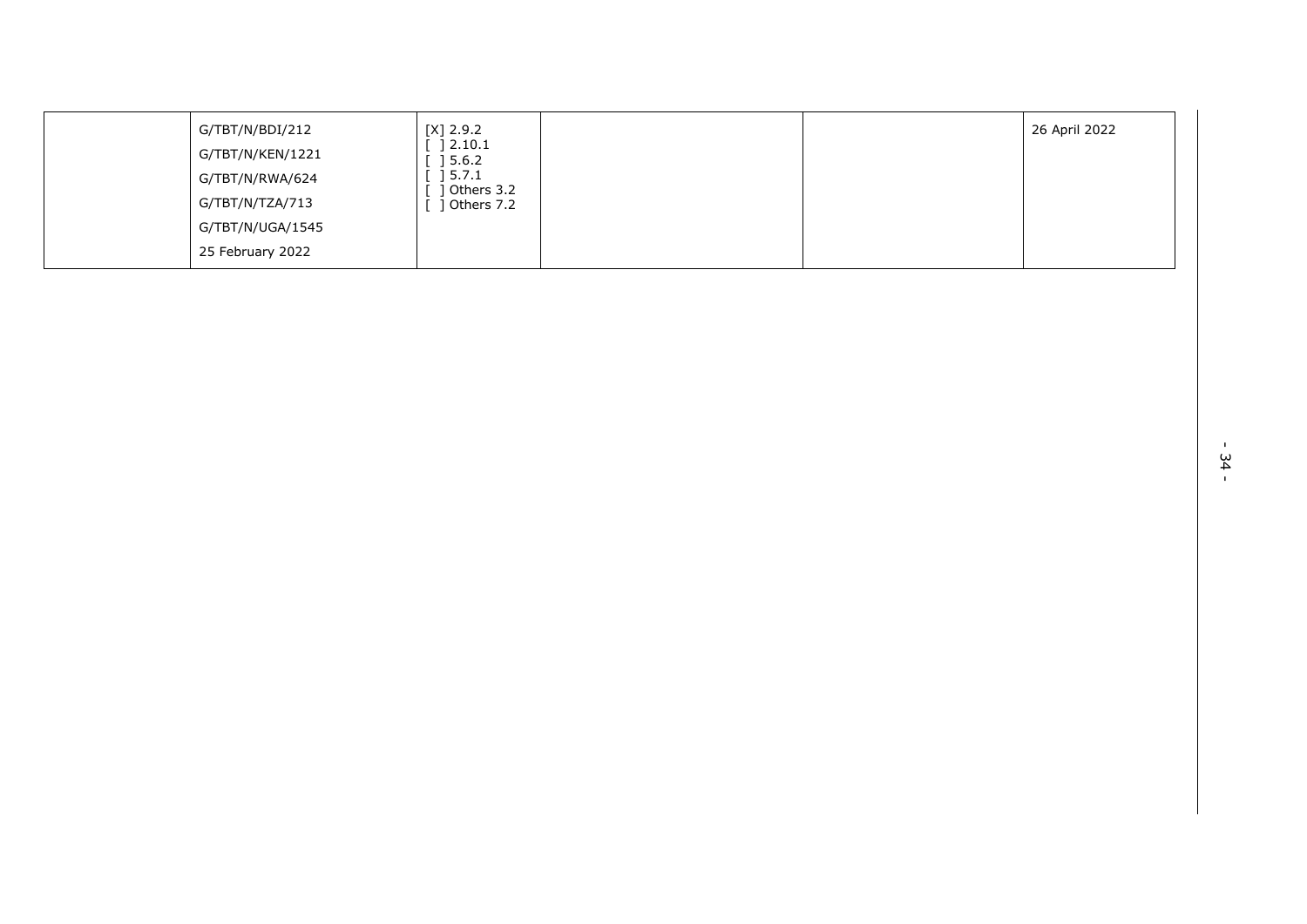|  |  |  |  |  |  |
|---|---|---|---|---|---|
|  | G/TBT/N/BDI/212<br>G/TBT/N/KEN/1221<br>G/TBT/N/RWA/624<br>G/TBT/N/TZA/713<br>G/TBT/N/UGA/1545<br>25 February 2022 | [X] 2.9.2<br>[ ] 2.10.1<br>[ ] 5.6.2<br>[ ] 5.7.1<br>[ ] Others 3.2<br>[ ] Others 7.2 |  |  | 26 April 2022 |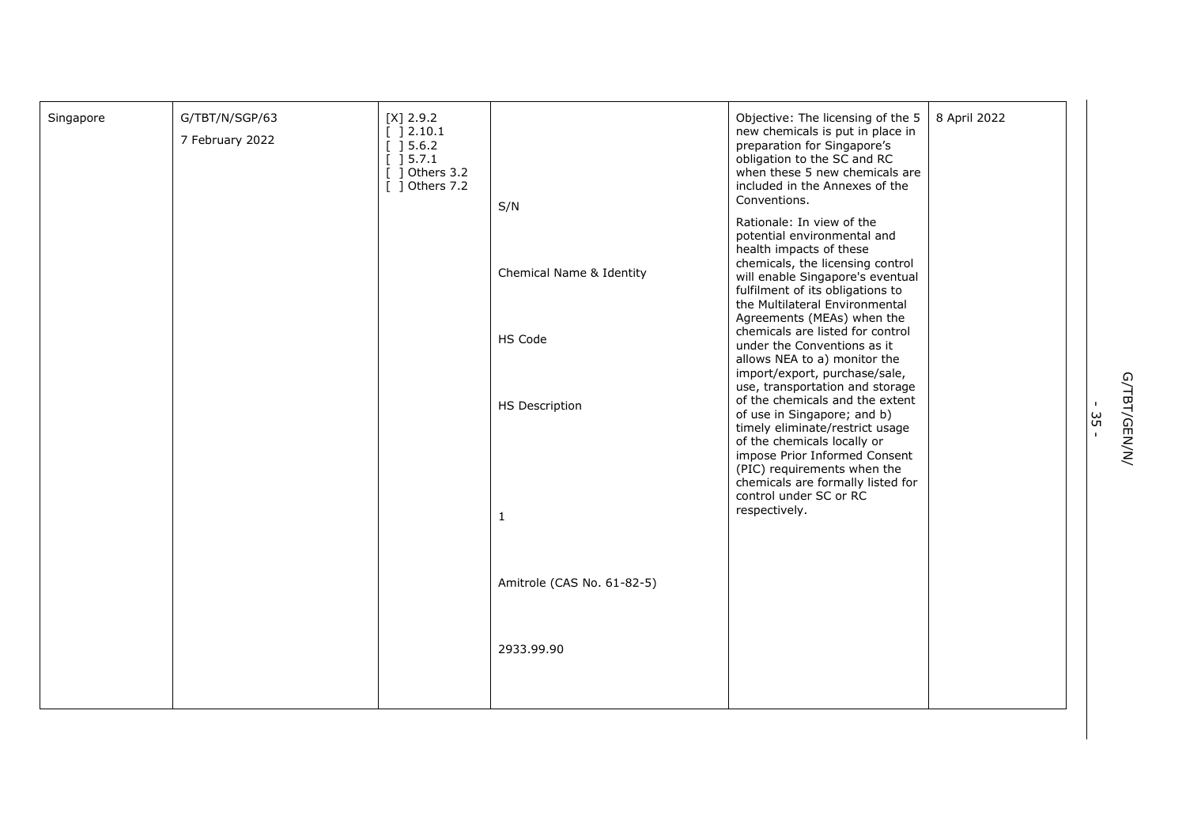| | | | | | |
|---|---|---|---|---|---|
| Singapore | G/TBT/N/SGP/63<br>7 February 2022 | [X] 2.9.2<br>[ ] 2.10.1<br>[ ] 5.6.2<br>[ ] 5.7.1<br>[ ] Others 3.2<br>[ ] Others 7.2 | S/N<br><br>Chemical Name & Identity<br><br>HS Code<br><br>HS Description<br><br>1<br><br>Amitrole (CAS No. 61-82-5)<br><br>2933.99.90 | Objective: The licensing of the 5 new chemicals is put in place in preparation for Singapore's obligation to the SC and RC when these 5 new chemicals are included in the Annexes of the Conventions.<br><br>Rationale: In view of the potential environmental and health impacts of these chemicals, the licensing control will enable Singapore's eventual fulfilment of its obligations to the Multilateral Environmental Agreements (MEAs) when the chemicals are listed for control under the Conventions as it allows NEA to a) monitor the import/export, purchase/sale, use, transportation and storage of the chemicals and the extent of use in Singapore; and b) timely eliminate/restrict usage of the chemicals locally or impose Prior Informed Consent (PIC) requirements when the chemicals are formally listed for control under SC or RC respectively. | 8 April 2022 |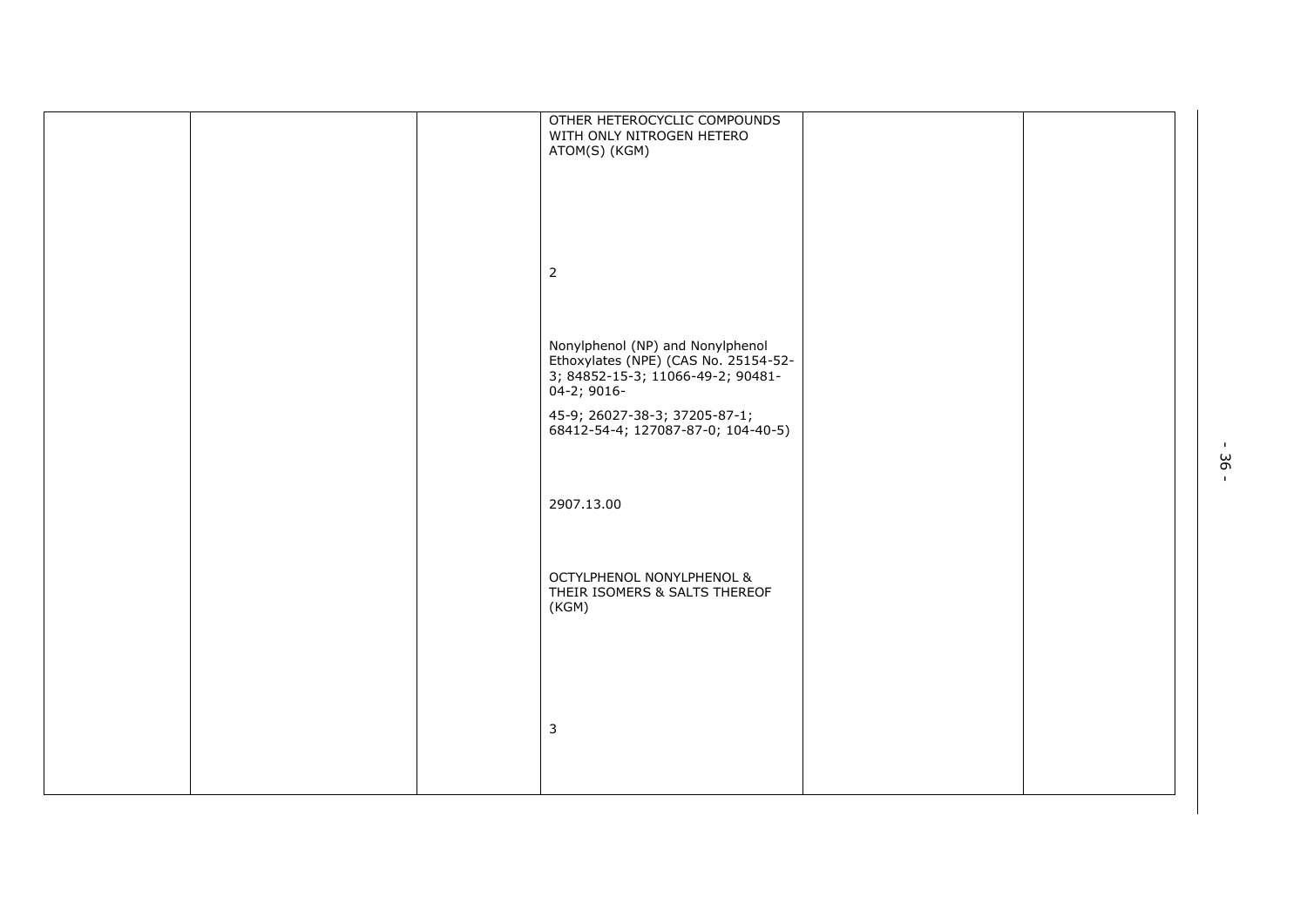|  |  |  | OTHER HETEROCYCLIC COMPOUNDS WITH ONLY NITROGEN HETERO ATOM(S) (KGM) |  |  |
|---|---|---|---|---|---|
|  |  |  | 2 |  |  |
|  |  |  | Nonylphenol (NP) and Nonylphenol Ethoxylates (NPE) (CAS No. 25154-52-3; 84852-15-3; 11066-49-2; 90481-04-2; 9016-45-9; 26027-38-3; 37205-87-1; 68412-54-4; 127087-87-0; 104-40-5) |  |  |
|  |  |  | 2907.13.00 |  |  |
|  |  |  | OCTYLPHENOL NONYLPHENOL & THEIR ISOMERS & SALTS THEREOF (KGM) |  |  |
|  |  |  | 3 |  |  |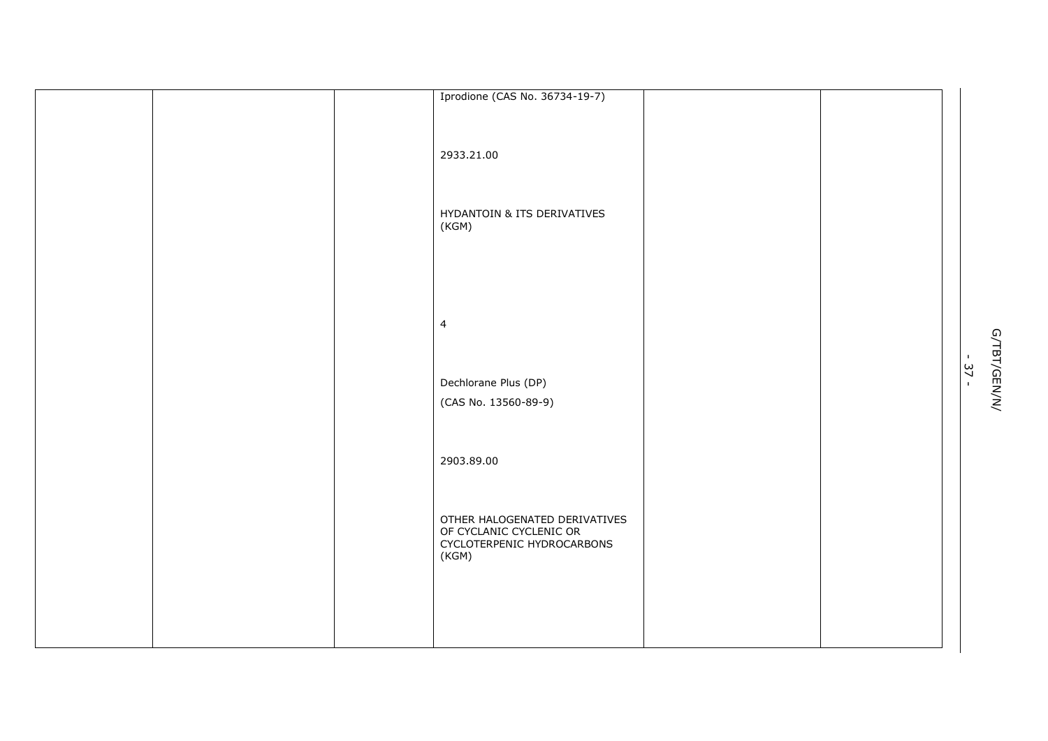|  |  |  | Iprodione (CAS No. 36734-19-7)<br><br>2933.21.00<br><br>HYDANTOIN & ITS DERIVATIVES (KGM)<br><br>4<br><br>Dechlorane Plus (DP)<br>(CAS No. 13560-89-9)<br><br>2903.89.00<br><br>OTHER HALOGENATED DERIVATIVES OF CYCLANIC CYCLENIC OR CYCLOTERPENIC HYDROCARBONS (KGM) |  |  |
|---|---|---|---|---|---|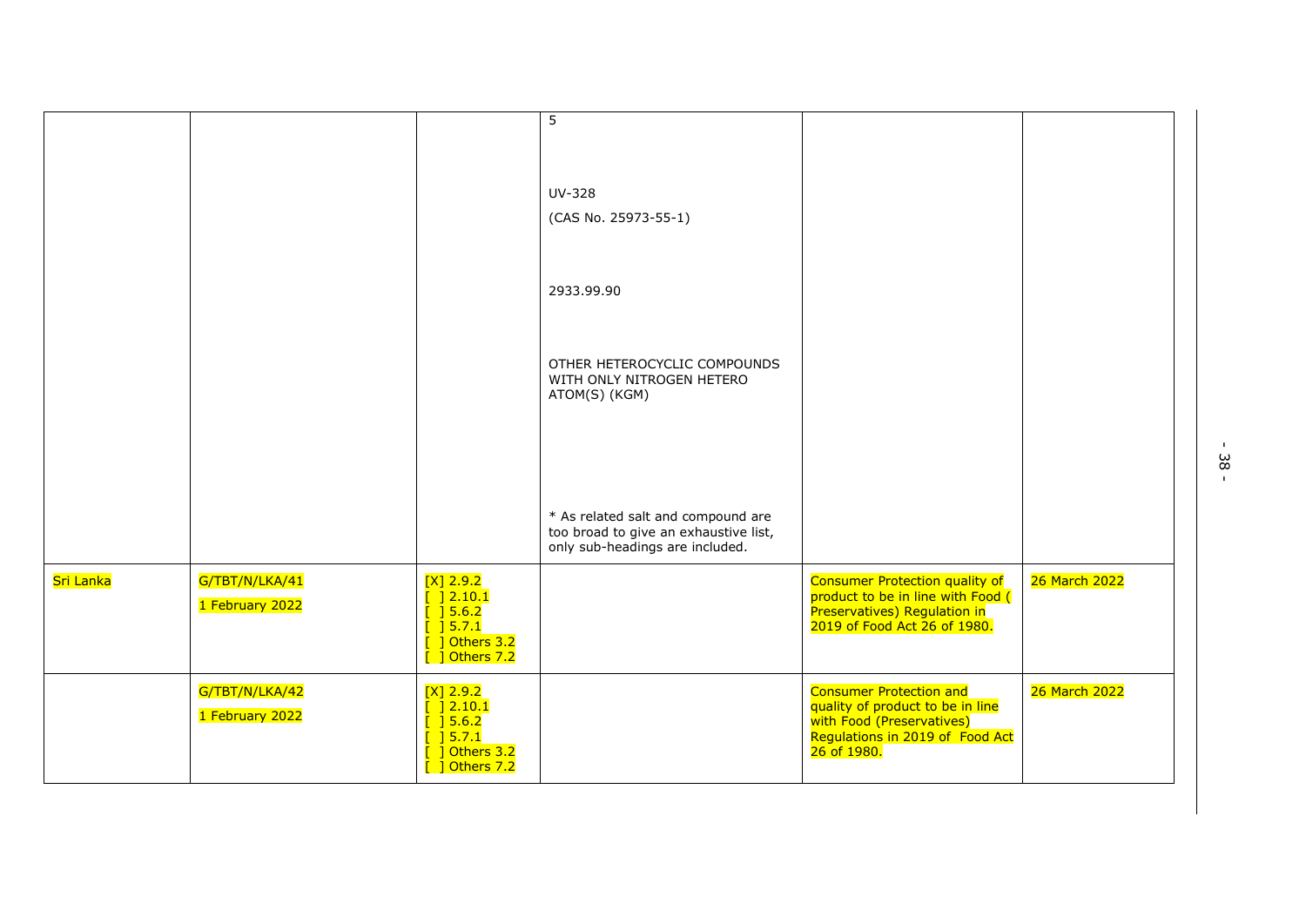|  |  |  |  |  |  |
|---|---|---|---|---|---|
|  |  |  | 5<br><br>UV-328<br>(CAS No. 25973-55-1)<br><br>2933.99.90<br><br>OTHER HETEROCYCLIC COMPOUNDS WITH ONLY NITROGEN HETERO ATOM(S) (KGM)<br><br>* As related salt and compound are too broad to give an exhaustive list, only sub-headings are included. |  |  |
| Sri Lanka | G/TBT/N/LKA/41<br>1 February 2022 | [X] 2.9.2<br>[ ] 2.10.1<br>[ ] 5.6.2<br>[ ] 5.7.1<br>[ ] Others 3.2<br>[ ] Others 7.2 |  | Consumer Protection quality of product to be in line with Food ( Preservatives) Regulation in 2019 of Food Act 26 of 1980. | 26 March 2022 |
|  | G/TBT/N/LKA/42<br>1 February 2022 | [X] 2.9.2<br>[ ] 2.10.1<br>[ ] 5.6.2<br>[ ] 5.7.1<br>[ ] Others 3.2<br>[ ] Others 7.2 |  | Consumer Protection and quality of product to be in line with Food (Preservatives) Regulations in 2019 of Food Act 26 of 1980. | 26 March 2022 |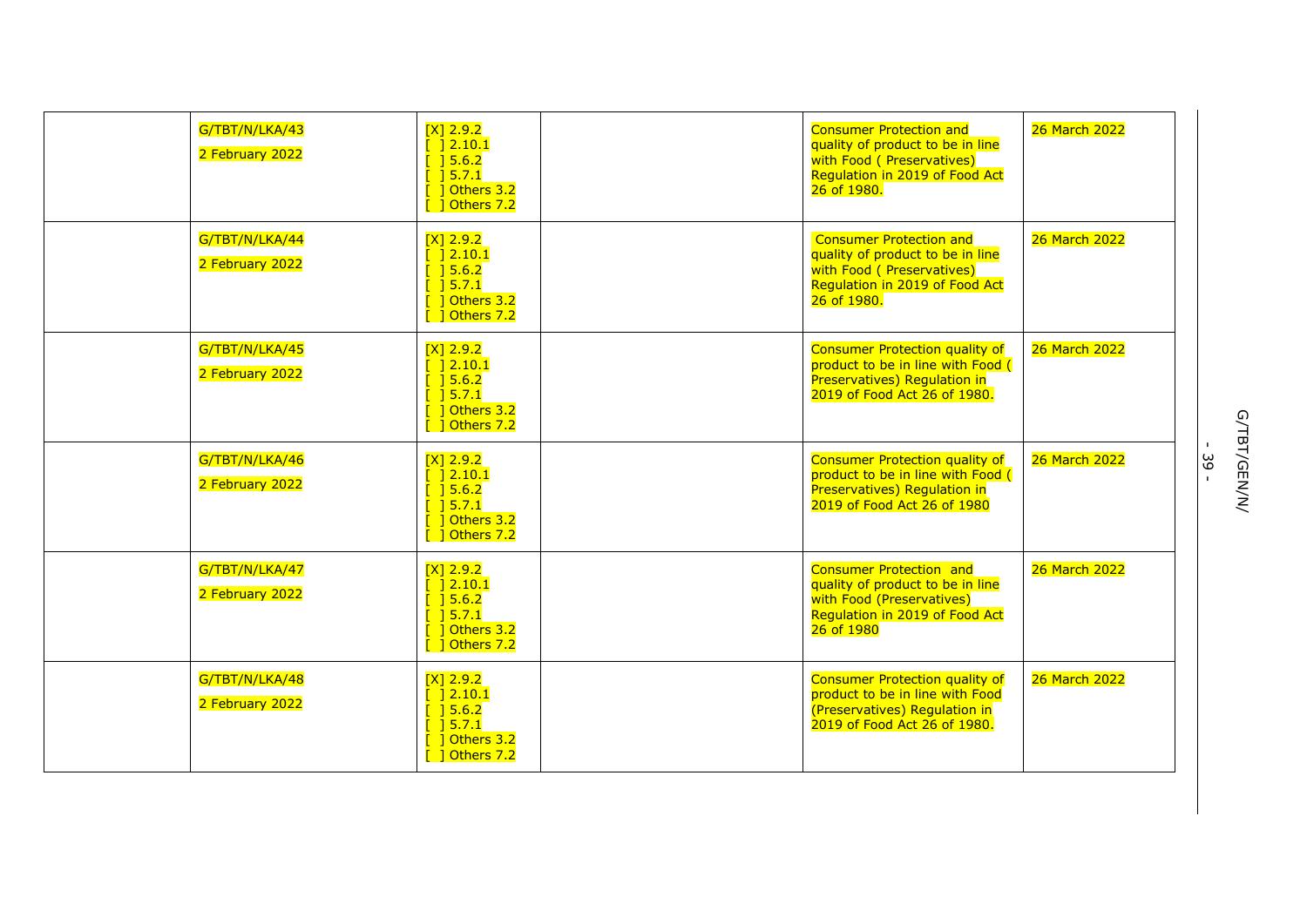| | | | | | |
|---|---|---|---|---|---|
| | G/TBT/N/LKA/43<br>2 February 2022 | [X] 2.9.2<br>[ ] 2.10.1<br>[ ] 5.6.2<br>[ ] 5.7.1<br>[ ] Others 3.2<br>[ ] Others 7.2 | | Consumer Protection and quality of product to be in line with Food ( Preservatives) Regulation in 2019 of Food Act 26 of 1980. | 26 March 2022 |
| | G/TBT/N/LKA/44<br>2 February 2022 | [X] 2.9.2<br>[ ] 2.10.1<br>[ ] 5.6.2<br>[ ] 5.7.1<br>[ ] Others 3.2<br>[ ] Others 7.2 | | Consumer Protection and quality of product to be in line with Food ( Preservatives) Regulation in 2019 of Food Act 26 of 1980. | 26 March 2022 |
| | G/TBT/N/LKA/45<br>2 February 2022 | [X] 2.9.2<br>[ ] 2.10.1<br>[ ] 5.6.2<br>[ ] 5.7.1<br>[ ] Others 3.2<br>[ ] Others 7.2 | | Consumer Protection quality of product to be in line with Food ( Preservatives) Regulation in 2019 of Food Act 26 of 1980. | 26 March 2022 |
| | G/TBT/N/LKA/46<br>2 February 2022 | [X] 2.9.2<br>[ ] 2.10.1<br>[ ] 5.6.2<br>[ ] 5.7.1<br>[ ] Others 3.2<br>[ ] Others 7.2 | | Consumer Protection quality of product to be in line with Food ( Preservatives) Regulation in 2019 of Food Act 26 of 1980 | 26 March 2022 |
| | G/TBT/N/LKA/47<br>2 February 2022 | [X] 2.9.2<br>[ ] 2.10.1<br>[ ] 5.6.2<br>[ ] 5.7.1<br>[ ] Others 3.2<br>[ ] Others 7.2 | | Consumer Protection and quality of product to be in line with Food (Preservatives) Regulation in 2019 of Food Act 26 of 1980 | 26 March 2022 |
| | G/TBT/N/LKA/48<br>2 February 2022 | [X] 2.9.2<br>[ ] 2.10.1<br>[ ] 5.6.2<br>[ ] 5.7.1<br>[ ] Others 3.2<br>[ ] Others 7.2 | | Consumer Protection quality of product to be in line with Food (Preservatives) Regulation in 2019 of Food Act 26 of 1980. | 26 March 2022 |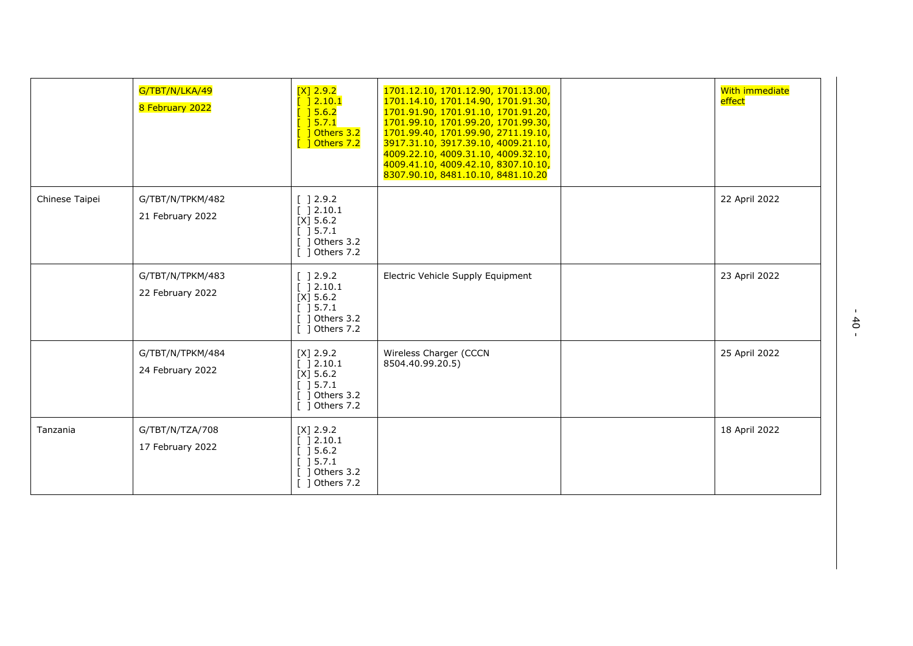| | | | | | |
|---|---|---|---|---|---|
| | G/TBT/N/LKA/49<br>8 February 2022 | [X] 2.9.2<br>[ ] 2.10.1<br>[ ] 5.6.2<br>[ ] 5.7.1<br>[ ] Others 3.2<br>[ ] Others 7.2 | 1701.12.10, 1701.12.90, 1701.13.00, 1701.14.10, 1701.14.90, 1701.91.30, 1701.91.90, 1701.91.10, 1701.91.20, 1701.99.10, 1701.99.20, 1701.99.30, 1701.99.40, 1701.99.90, 2711.19.10, 3917.31.10, 3917.39.10, 4009.21.10, 4009.22.10, 4009.31.10, 4009.32.10, 4009.41.10, 4009.42.10, 8307.10.10, 8307.90.10, 8481.10.10, 8481.10.20 | | With immediate effect |
| Chinese Taipei | G/TBT/N/TPKM/482<br>21 February 2022 | [ ] 2.9.2<br>[ ] 2.10.1<br>[X] 5.6.2<br>[ ] 5.7.1<br>[ ] Others 3.2<br>[ ] Others 7.2 | | | 22 April 2022 |
| | G/TBT/N/TPKM/483<br>22 February 2022 | [ ] 2.9.2<br>[ ] 2.10.1<br>[X] 5.6.2<br>[ ] 5.7.1<br>[ ] Others 3.2<br>[ ] Others 7.2 | Electric Vehicle Supply Equipment | | 23 April 2022 |
| | G/TBT/N/TPKM/484<br>24 February 2022 | [X] 2.9.2<br>[ ] 2.10.1<br>[X] 5.6.2<br>[ ] 5.7.1<br>[ ] Others 3.2<br>[ ] Others 7.2 | Wireless Charger (CCCN 8504.40.99.20.5) | | 25 April 2022 |
| Tanzania | G/TBT/N/TZA/708<br>17 February 2022 | [X] 2.9.2<br>[ ] 2.10.1<br>[ ] 5.6.2<br>[ ] 5.7.1<br>[ ] Others 3.2<br>[ ] Others 7.2 | | | 18 April 2022 |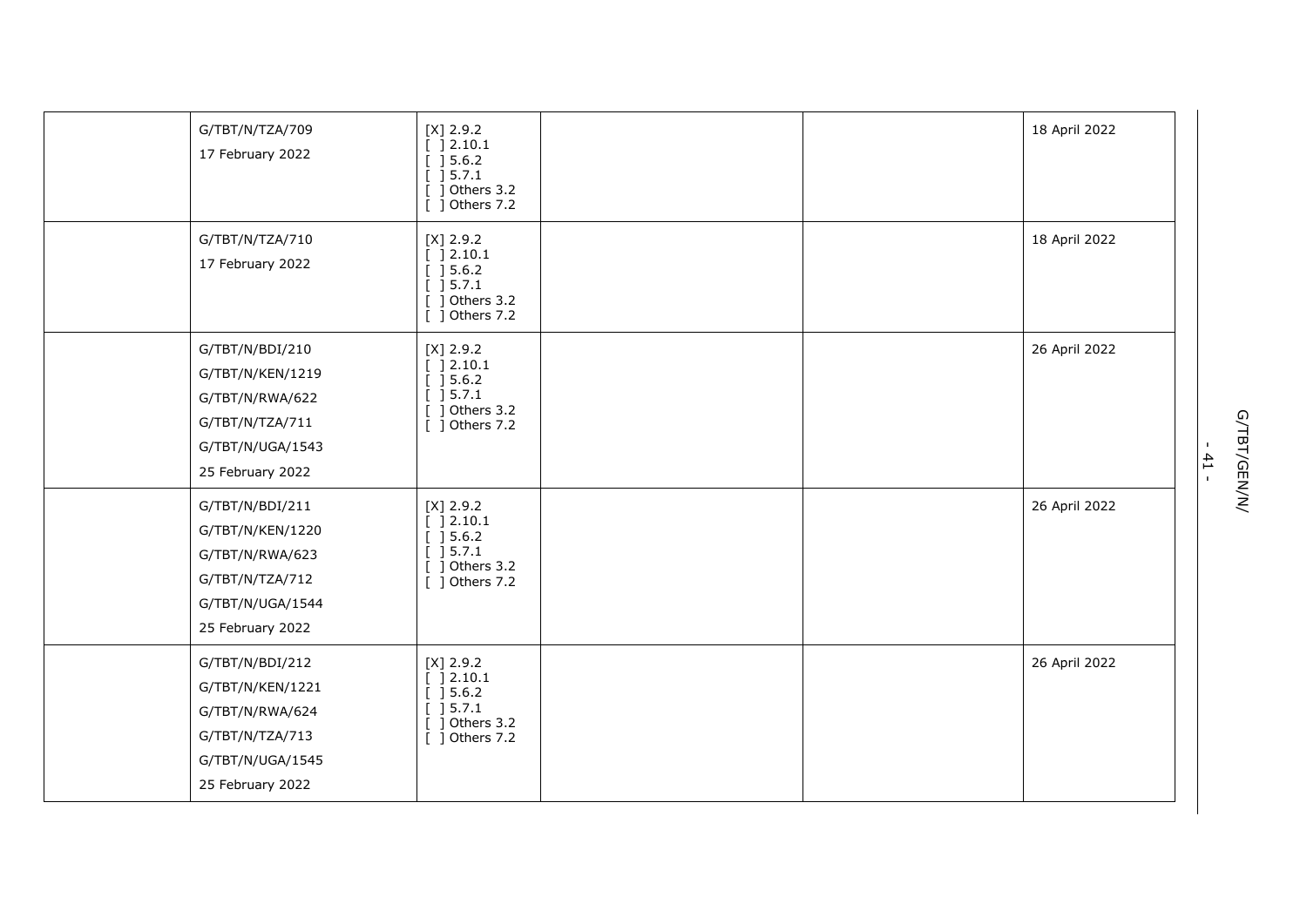| | | | | | |
|---|---|---|---|---|---|
| | G/TBT/N/TZA/709<br>17 February 2022 | [X] 2.9.2<br>[ ] 2.10.1<br>[ ] 5.6.2<br>[ ] 5.7.1<br>[ ] Others 3.2<br>[ ] Others 7.2 | | | 18 April 2022 |
| | G/TBT/N/TZA/710<br>17 February 2022 | [X] 2.9.2<br>[ ] 2.10.1<br>[ ] 5.6.2<br>[ ] 5.7.1<br>[ ] Others 3.2<br>[ ] Others 7.2 | | | 18 April 2022 |
| | G/TBT/N/BDI/210<br>G/TBT/N/KEN/1219<br>G/TBT/N/RWA/622<br>G/TBT/N/TZA/711<br>G/TBT/N/UGA/1543<br>25 February 2022 | [X] 2.9.2<br>[ ] 2.10.1<br>[ ] 5.6.2<br>[ ] 5.7.1<br>[ ] Others 3.2<br>[ ] Others 7.2 | | | 26 April 2022 |
| | G/TBT/N/BDI/211<br>G/TBT/N/KEN/1220<br>G/TBT/N/RWA/623<br>G/TBT/N/TZA/712<br>G/TBT/N/UGA/1544<br>25 February 2022 | [X] 2.9.2<br>[ ] 2.10.1<br>[ ] 5.6.2<br>[ ] 5.7.1<br>[ ] Others 3.2<br>[ ] Others 7.2 | | | 26 April 2022 |
| | G/TBT/N/BDI/212<br>G/TBT/N/KEN/1221<br>G/TBT/N/RWA/624<br>G/TBT/N/TZA/713<br>G/TBT/N/UGA/1545<br>25 February 2022 | [X] 2.9.2<br>[ ] 2.10.1<br>[ ] 5.6.2<br>[ ] 5.7.1<br>[ ] Others 3.2<br>[ ] Others 7.2 | | | 26 April 2022 |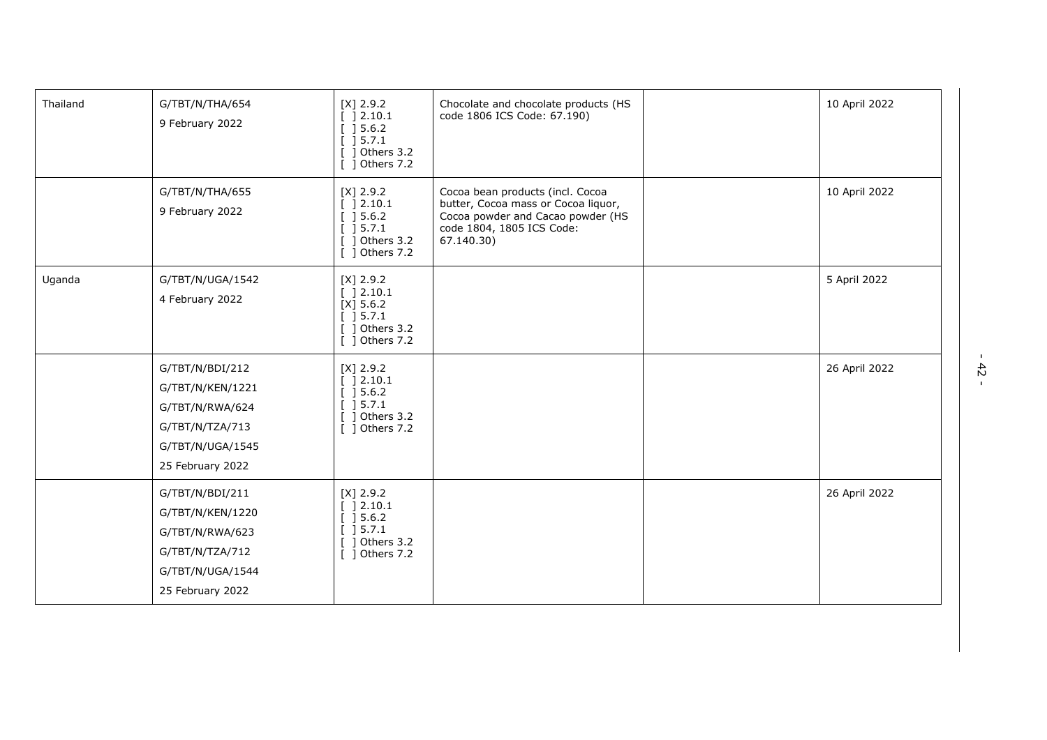| | | | | | |
|---|---|---|---|---|---|
| Thailand | G/TBT/N/THA/654<br>9 February 2022 | [X] 2.9.2<br>[ ] 2.10.1<br>[ ] 5.6.2<br>[ ] 5.7.1<br>[ ] Others 3.2<br>[ ] Others 7.2 | Chocolate and chocolate products (HS code 1806 ICS Code: 67.190) | | 10 April 2022 |
| | G/TBT/N/THA/655<br>9 February 2022 | [X] 2.9.2<br>[ ] 2.10.1<br>[ ] 5.6.2<br>[ ] 5.7.1<br>[ ] Others 3.2<br>[ ] Others 7.2 | Cocoa bean products (incl. Cocoa butter, Cocoa mass or Cocoa liquor, Cocoa powder and Cacao powder (HS code 1804, 1805 ICS Code: 67.140.30) | | 10 April 2022 |
| Uganda | G/TBT/N/UGA/1542<br>4 February 2022 | [X] 2.9.2<br>[ ] 2.10.1<br>[X] 5.6.2<br>[ ] 5.7.1<br>[ ] Others 3.2<br>[ ] Others 7.2 | | | 5 April 2022 |
| | G/TBT/N/BDI/212<br>G/TBT/N/KEN/1221<br>G/TBT/N/RWA/624<br>G/TBT/N/TZA/713<br>G/TBT/N/UGA/1545<br>25 February 2022 | [X] 2.9.2<br>[ ] 2.10.1<br>[ ] 5.6.2<br>[ ] 5.7.1<br>[ ] Others 3.2<br>[ ] Others 7.2 | | | 26 April 2022 |
| | G/TBT/N/BDI/211<br>G/TBT/N/KEN/1220<br>G/TBT/N/RWA/623<br>G/TBT/N/TZA/712<br>G/TBT/N/UGA/1544<br>25 February 2022 | [X] 2.9.2<br>[ ] 2.10.1<br>[ ] 5.6.2<br>[ ] 5.7.1<br>[ ] Others 3.2<br>[ ] Others 7.2 | | | 26 April 2022 |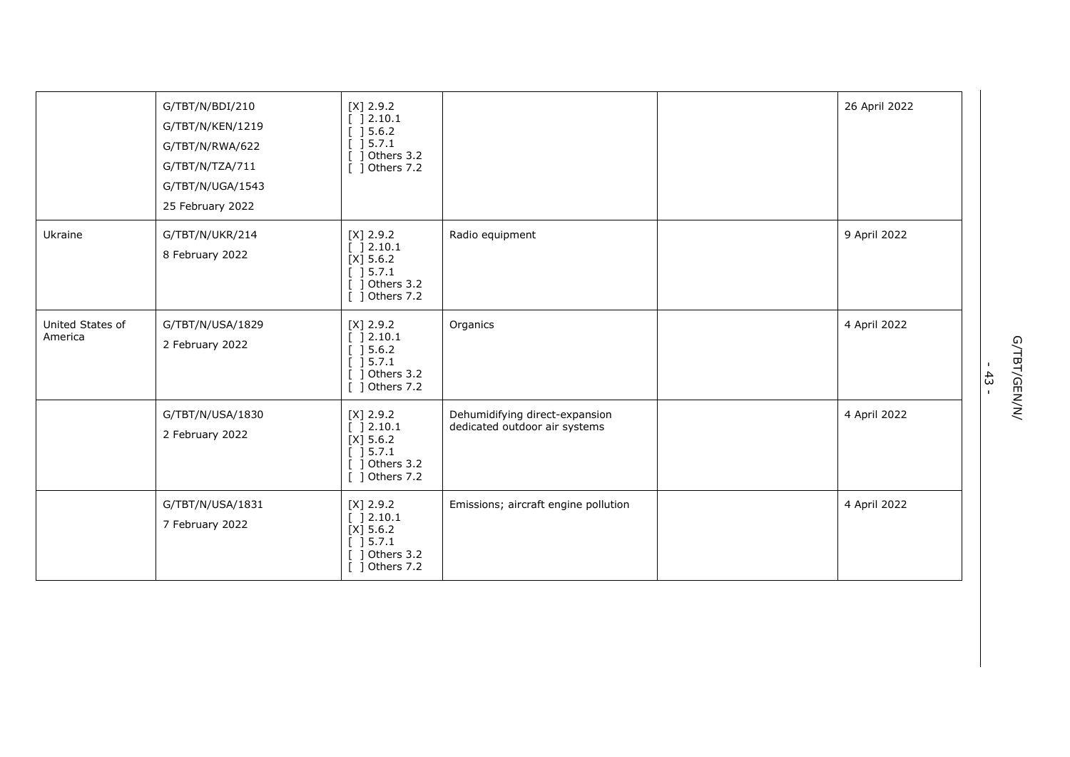| | | | | | |
|---|---|---|---|---|---|
| | G/TBT/N/BDI/210<br>G/TBT/N/KEN/1219<br>G/TBT/N/RWA/622<br>G/TBT/N/TZA/711<br>G/TBT/N/UGA/1543<br>25 February 2022 | [X] 2.9.2<br>[ ] 2.10.1<br>[ ] 5.6.2<br>[ ] 5.7.1<br>[ ] Others 3.2<br>[ ] Others 7.2 | | | 26 April 2022 |
| Ukraine | G/TBT/N/UKR/214<br>8 February 2022 | [X] 2.9.2<br>[ ] 2.10.1<br>[X] 5.6.2<br>[ ] 5.7.1<br>[ ] Others 3.2<br>[ ] Others 7.2 | Radio equipment | | 9 April 2022 |
| United States of America | G/TBT/N/USA/1829<br>2 February 2022 | [X] 2.9.2<br>[ ] 2.10.1<br>[ ] 5.6.2<br>[ ] 5.7.1<br>[ ] Others 3.2<br>[ ] Others 7.2 | Organics | | 4 April 2022 |
| | G/TBT/N/USA/1830<br>2 February 2022 | [X] 2.9.2<br>[ ] 2.10.1<br>[X] 5.6.2<br>[ ] 5.7.1<br>[ ] Others 3.2<br>[ ] Others 7.2 | Dehumidifying direct-expansion dedicated outdoor air systems | | 4 April 2022 |
| | G/TBT/N/USA/1831<br>7 February 2022 | [X] 2.9.2<br>[ ] 2.10.1<br>[X] 5.6.2<br>[ ] 5.7.1<br>[ ] Others 3.2<br>[ ] Others 7.2 | Emissions; aircraft engine pollution | | 4 April 2022 |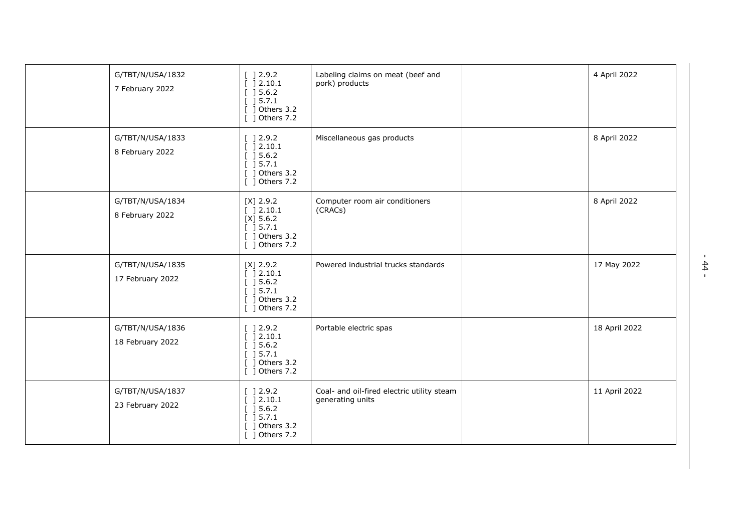| | | | | | |
|---|---|---|---|---|---|
| | G/TBT/N/USA/1832<br>7 February 2022 | [ ] 2.9.2<br>[ ] 2.10.1<br>[ ] 5.6.2<br>[ ] 5.7.1<br>[ ] Others 3.2<br>[ ] Others 7.2 | Labeling claims on meat (beef and pork) products | | 4 April 2022 |
| | G/TBT/N/USA/1833<br>8 February 2022 | [ ] 2.9.2<br>[ ] 2.10.1<br>[ ] 5.6.2<br>[ ] 5.7.1<br>[ ] Others 3.2<br>[ ] Others 7.2 | Miscellaneous gas products | | 8 April 2022 |
| | G/TBT/N/USA/1834<br>8 February 2022 | [X] 2.9.2<br>[ ] 2.10.1<br>[X] 5.6.2<br>[ ] 5.7.1<br>[ ] Others 3.2<br>[ ] Others 7.2 | Computer room air conditioners (CRACs) | | 8 April 2022 |
| | G/TBT/N/USA/1835<br>17 February 2022 | [X] 2.9.2<br>[ ] 2.10.1<br>[ ] 5.6.2<br>[ ] 5.7.1<br>[ ] Others 3.2<br>[ ] Others 7.2 | Powered industrial trucks standards | | 17 May 2022 |
| | G/TBT/N/USA/1836<br>18 February 2022 | [ ] 2.9.2<br>[ ] 2.10.1<br>[ ] 5.6.2<br>[ ] 5.7.1<br>[ ] Others 3.2<br>[ ] Others 7.2 | Portable electric spas | | 18 April 2022 |
| | G/TBT/N/USA/1837<br>23 February 2022 | [ ] 2.9.2<br>[ ] 2.10.1<br>[ ] 5.6.2<br>[ ] 5.7.1<br>[ ] Others 3.2<br>[ ] Others 7.2 | Coal- and oil-fired electric utility steam generating units | | 11 April 2022 |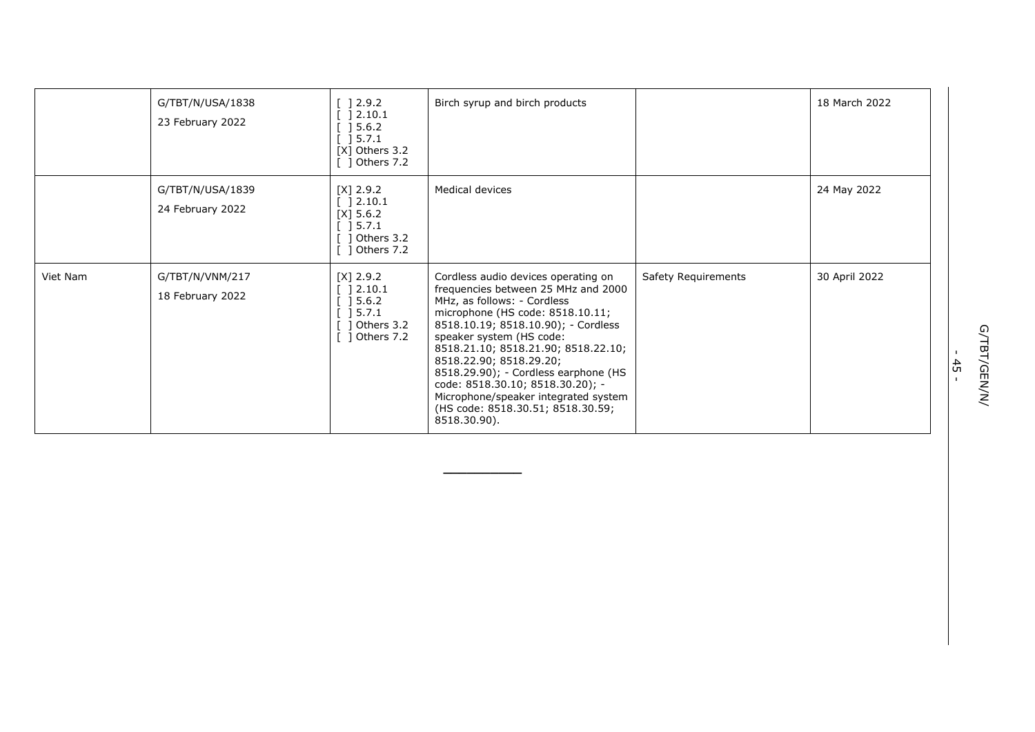| | | | | | |
|---|---|---|---|---|---|
| | G/TBT/N/USA/1838<br>23 February 2022 | [ ] 2.9.2<br>[ ] 2.10.1<br>[ ] 5.6.2<br>[ ] 5.7.1<br>[X] Others 3.2<br>[ ] Others 7.2 | Birch syrup and birch products | | 18 March 2022 |
| | G/TBT/N/USA/1839<br>24 February 2022 | [X] 2.9.2<br>[ ] 2.10.1<br>[X] 5.6.2<br>[ ] 5.7.1<br>[ ] Others 3.2<br>[ ] Others 7.2 | Medical devices | | 24 May 2022 |
| Viet Nam | G/TBT/N/VNM/217<br>18 February 2022 | [X] 2.9.2<br>[ ] 2.10.1<br>[ ] 5.6.2<br>[ ] 5.7.1<br>[ ] Others 3.2<br>[ ] Others 7.2 | Cordless audio devices operating on frequencies between 25 MHz and 2000 MHz, as follows: - Cordless microphone (HS code: 8518.10.11; 8518.10.19; 8518.10.90); - Cordless speaker system (HS code: 8518.21.10; 8518.21.90; 8518.22.10; 8518.22.90; 8518.29.20; 8518.29.90); - Cordless earphone (HS code: 8518.30.10; 8518.30.20); - Microphone/speaker integrated system (HS code: 8518.30.51; 8518.30.59; 8518.30.90). | Safety Requirements | 30 April 2022 |

__________